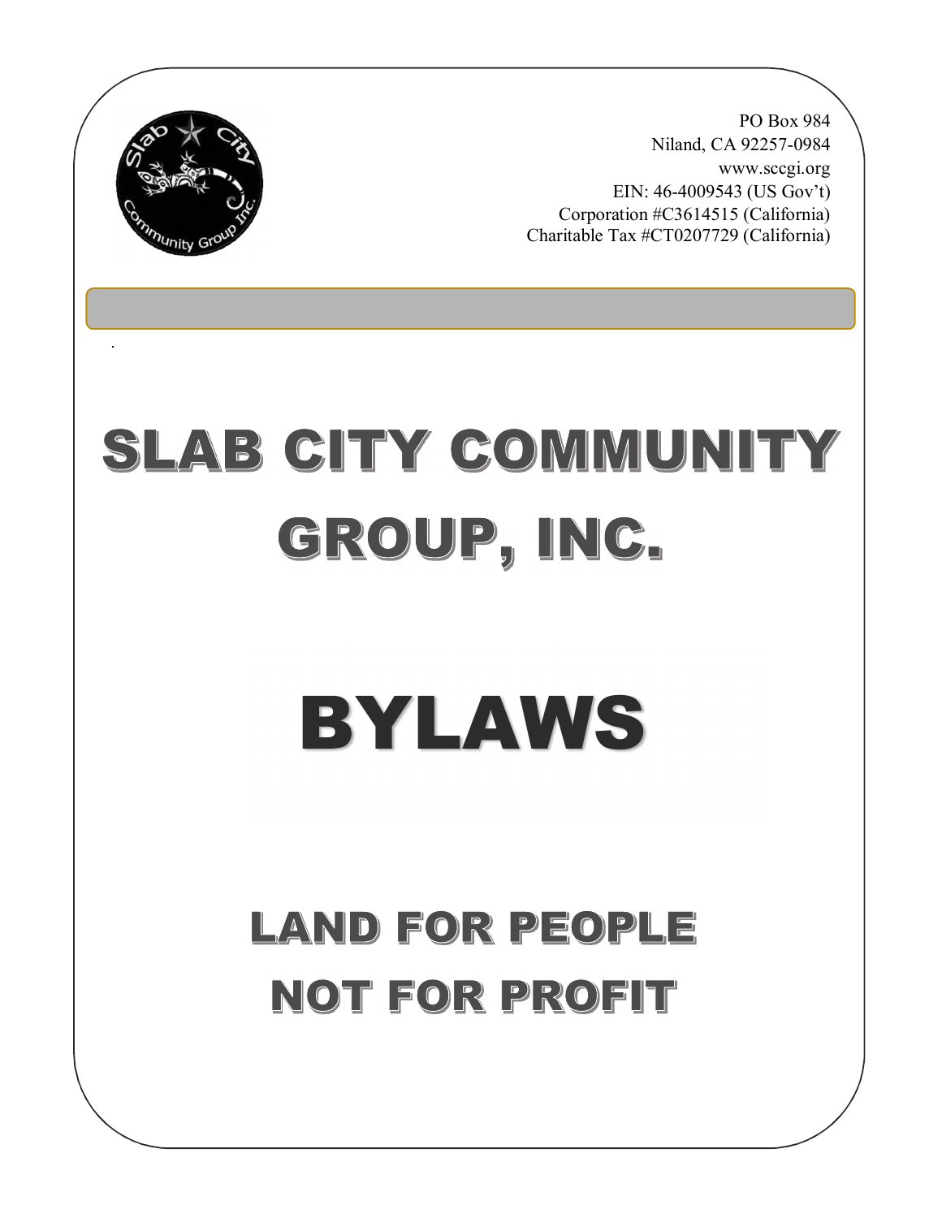PO Box 984
Niland, CA 92257-0984
www.sccgi.org
EIN: 46-4009543 (US Gov't)
Corporation #C3614515 (California)
Charitable Tax #CT0207729 (California)

# SLAB CITY COMMUNITY GROUP, INC.

# BYLAWS

## LAND FOR PEOPLE NOT FOR PROFIT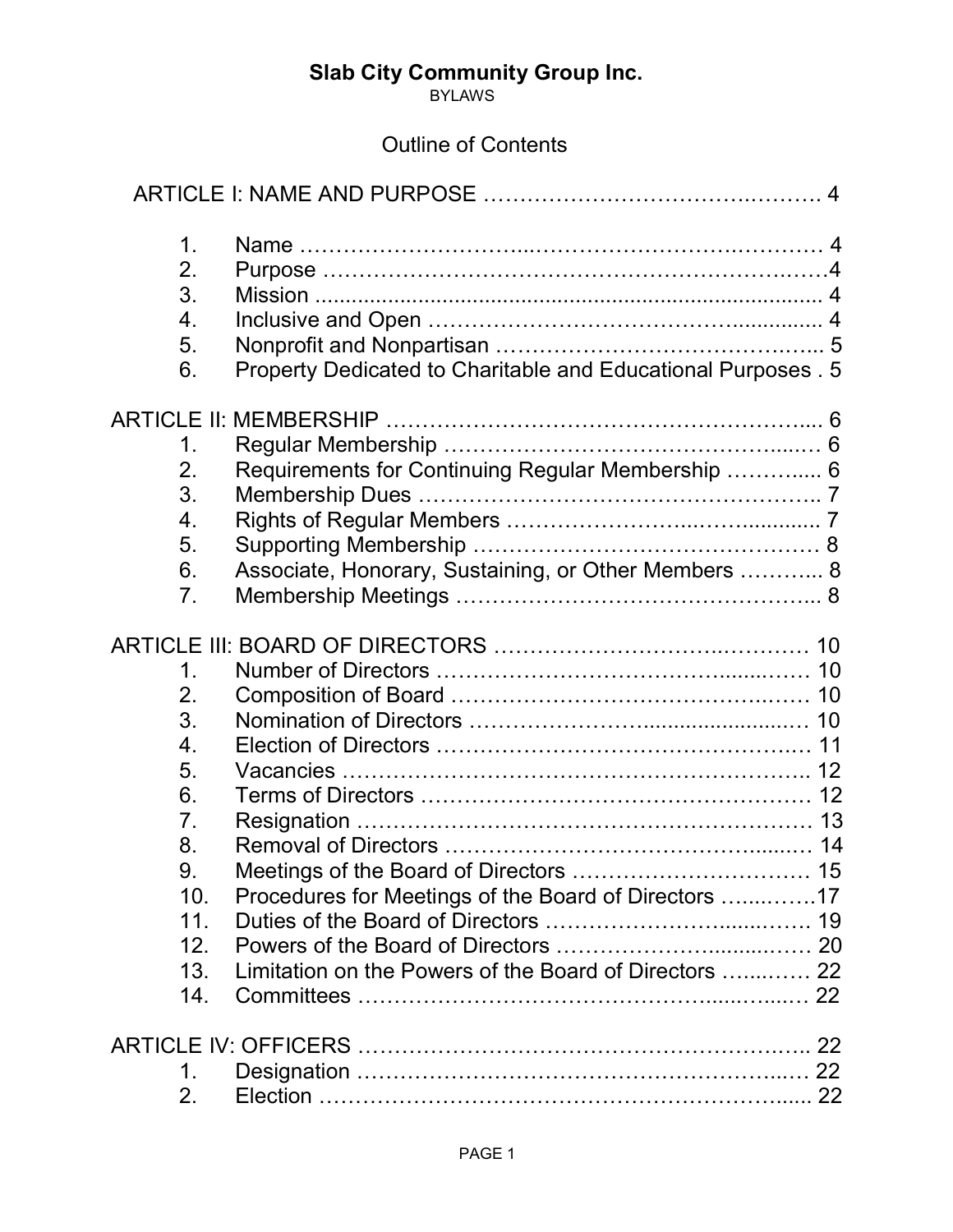# Slab City Community Group Inc.

BYLAWS

## Outline of Contents

ARTICLE I: NAME AND PURPOSE ………………………………….……… 4

1. Name ……………………….…………………………….………… 4
2. Purpose ……………………………………………………….……4
3. Mission ..................................................................................... 4
4. Inclusive and Open ……………………………………............... 4
5. Nonprofit and Nonpartisan ……………………………………... 5
6. Property Dedicated to Charitable and Educational Purposes . 5

ARTICLE II: MEMBERSHIP ……………………………………………….... 6

1. Regular Membership …………………………………….....… 6
2. Requirements for Continuing Regular Membership ……….... 6
3. Membership Dues ……………………………………………….. 7
4. Rights of Regular Members ……………………..…….......... 7
5. Supporting Membership ………………………………………… 8
6. Associate, Honorary, Sustaining, or Other Members ………... 8
7. Membership Meetings …………………………………………... 8

ARTICLE III: BOARD OF DIRECTORS ………………………..………… 10

1. Number of Directors …………………………………......…… 10
2. Composition of Board ……………………………………..…… 10
3. Nomination of Directors ………………….........................… 10
4. Election of Directors ……………………………………….… 11
5. Vacancies ……………………………………………………….. 12
6. Terms of Directors ……………………………………………… 12
7. Resignation ……………………………………………………… 13
8. Removal of Directors ……………………………………......… 14
9. Meetings of the Board of Directors …………………………… 15
10. Procedures for Meetings of the Board of Directors …...……17
11. Duties of the Board of Directors ………………….......……. 19
12. Powers of the Board of Directors ……………….........…… 20
13. Limitation on the Powers of the Board of Directors …...…… 22
14. Committees ……………………………………......….....… 22

ARTICLE IV: OFFICERS …………………………………………….…….. 22

1. Designation ………………………………………………...… 22
2. Election ……………………………………………………...... 22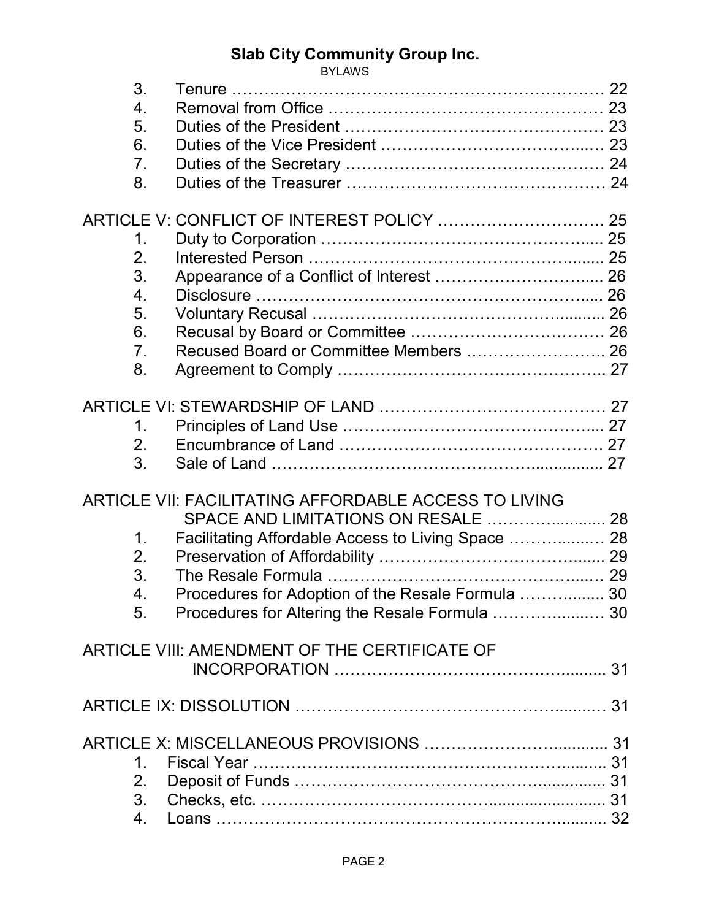3. Tenure ………………………………………………………… 22
4. Removal from Office ………………………………………… 23
5. Duties of the President ……………………………………… 23
6. Duties of the Vice President ………………………………... 23
7. Duties of the Secretary ……………………………………… 24
8. Duties of the Treasurer ……………………………………… 24

ARTICLE V: CONFLICT OF INTEREST POLICY …………………………. 25
1. Duty to Corporation …………………………………………..... 25
2. Interested Person ……………………………………………....... 25
3. Appearance of a Conflict of Interest ………………………..... 26
4. Disclosure …………………………………………………….... 26
5. Voluntary Recusal …………………………………………........... 26
6. Recusal by Board or Committee ……………………………… 26
7. Recused Board or Committee Members …………………….. 26
8. Agreement to Comply ………………………………………….. 27

ARTICLE VI: STEWARDSHIP OF LAND …………………………………… 27
1. Principles of Land Use ………………………………………... 27
2. Encumbrance of Land …………………………………………. 27
3. Sale of Land ……………………………………….............. 27

ARTICLE VII: FACILITATING AFFORDABLE ACCESS TO LIVING SPACE AND LIMITATIONS ON RESALE ……….............. 28
1. Facilitating Affordable Access to Living Space ………......…. 28
2. Preservation of Affordability ……………………………….…... 29
3. The Resale Formula ……………………………………...…. 29
4. Procedures for Adoption of the Resale Formula ……….......... 30
5. Procedures for Altering the Resale Formula …………......…. 30

ARTICLE VIII: AMENDMENT OF THE CERTIFICATE OF INCORPORATION …………………………………….......... 31

ARTICLE IX: DISSOLUTION ………………………………………….......… 31

ARTICLE X: MISCELLANEOUS PROVISIONS ………………………............ 31
1. Fiscal Year ……………………………………………………......... 31
2. Deposit of Funds ………………………………………................ 31
3. Checks, etc. ………………………………….......................... 31
4. Loans ……………………………………………………….......... 32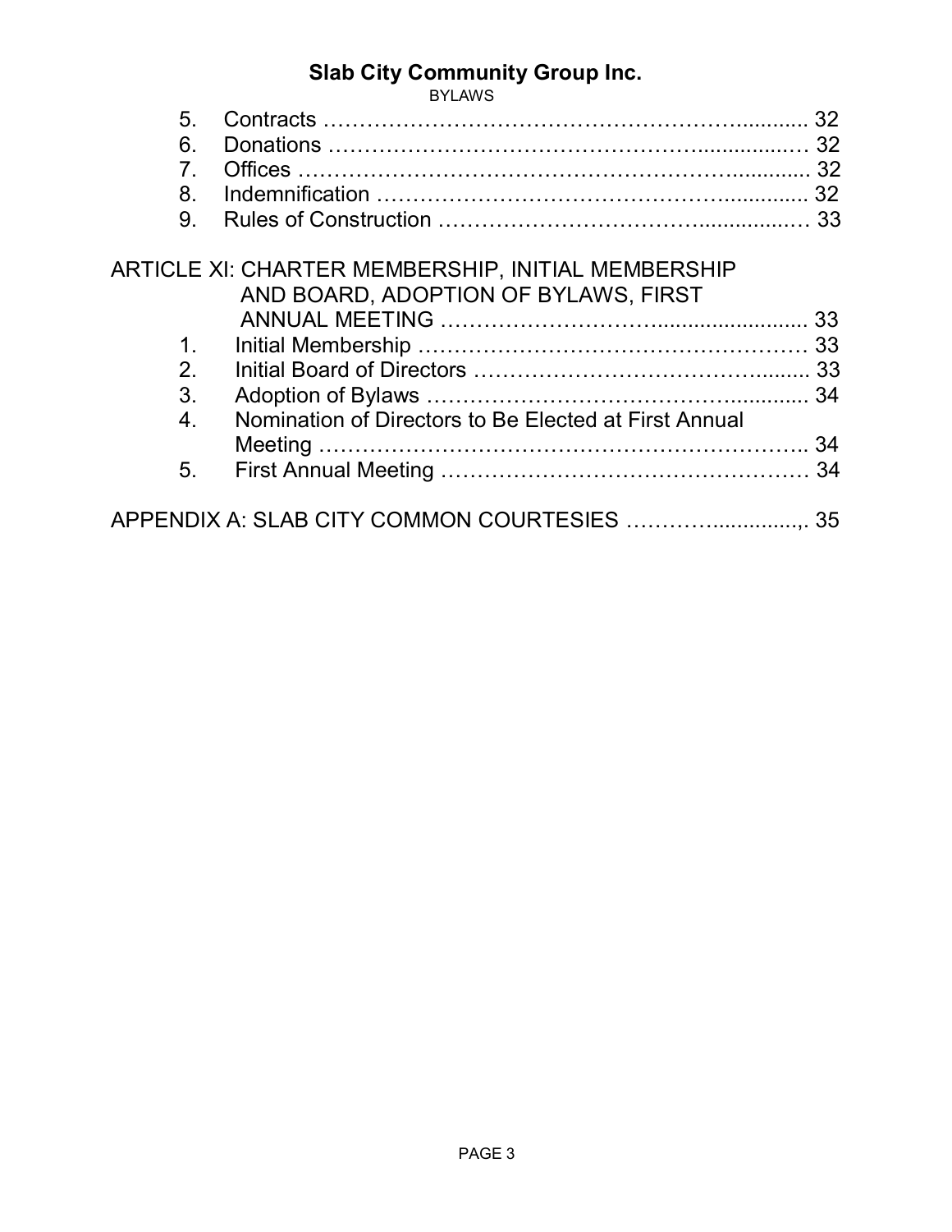5. Contracts ………………………………………………………........... 32
6. Donations …………………………………………….................… 32
7. Offices ……………………………………………………….............. 32
8. Indemnification ……………………………………………............ 32
9. Rules of Construction ……………………………….................… 33

ARTICLE XI: CHARTER MEMBERSHIP, INITIAL MEMBERSHIP AND BOARD, ADOPTION OF BYLAWS, FIRST ANNUAL MEETING ……………………….......................... 33

1. Initial Membership ……………………………………………… 33
2. Initial Board of Directors ……………………………….......... 33
3. Adoption of Bylaws ……………………………………............ 34
4. Nomination of Directors to Be Elected at First Annual Meeting …………………………………………………….. 34
5. First Annual Meeting …………………………………………… 34

APPENDIX A: SLAB CITY COMMON COURTESIES ………….............,. 35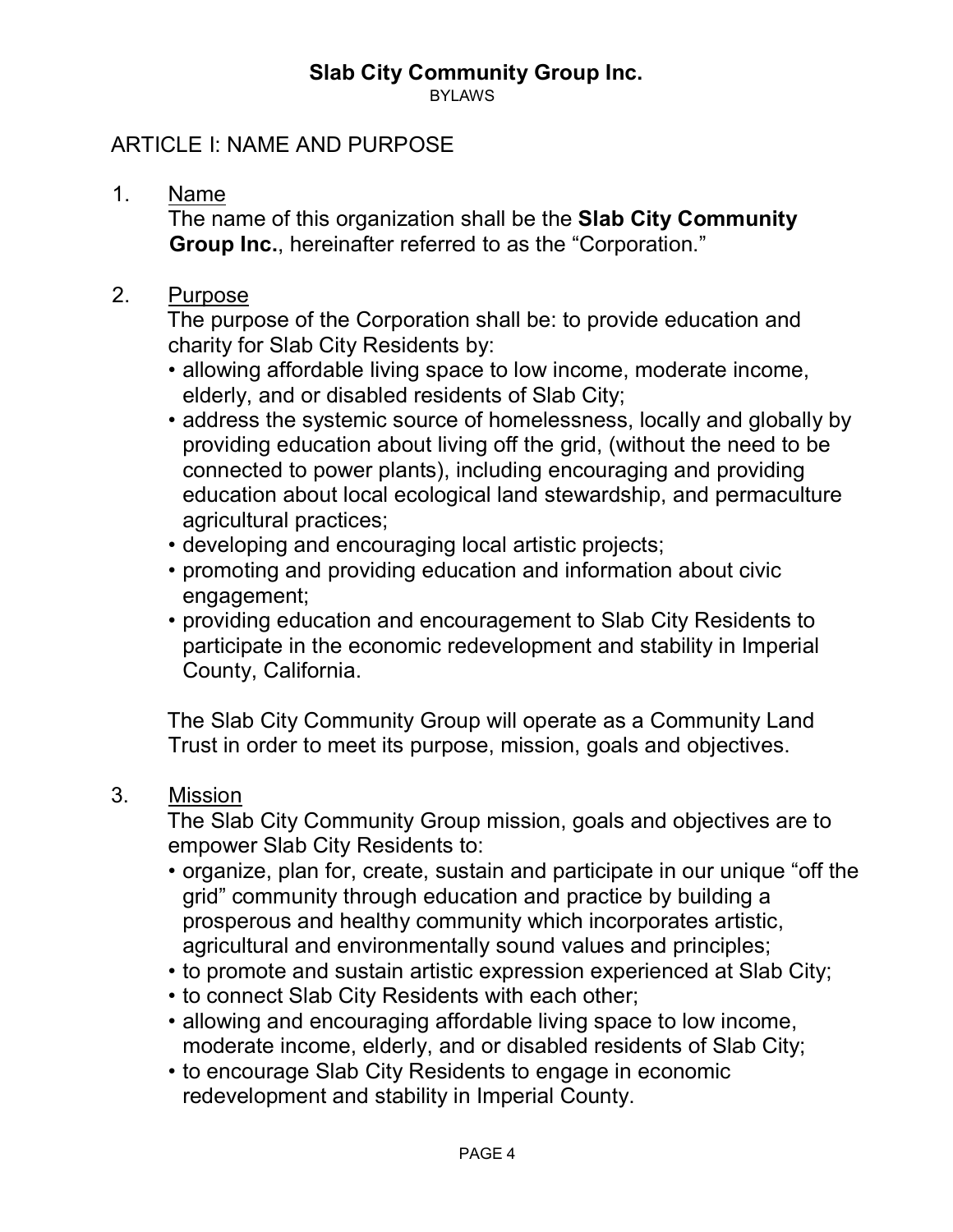# Slab City Community Group Inc.

BYLAWS

## ARTICLE I: NAME AND PURPOSE

1. Name

   The name of this organization shall be the **Slab City Community Group Inc.**, hereinafter referred to as the "Corporation."

2. Purpose

   The purpose of the Corporation shall be: to provide education and charity for Slab City Residents by:
   - allowing affordable living space to low income, moderate income, elderly, and or disabled residents of Slab City;
   - address the systemic source of homelessness, locally and globally by providing education about living off the grid, (without the need to be connected to power plants), including encouraging and providing education about local ecological land stewardship, and permaculture agricultural practices;
   - developing and encouraging local artistic projects;
   - promoting and providing education and information about civic engagement;
   - providing education and encouragement to Slab City Residents to participate in the economic redevelopment and stability in Imperial County, California.

   The Slab City Community Group will operate as a Community Land Trust in order to meet its purpose, mission, goals and objectives.

3. Mission

   The Slab City Community Group mission, goals and objectives are to empower Slab City Residents to:
   - organize, plan for, create, sustain and participate in our unique "off the grid" community through education and practice by building a prosperous and healthy community which incorporates artistic, agricultural and environmentally sound values and principles;
   - to promote and sustain artistic expression experienced at Slab City;
   - to connect Slab City Residents with each other;
   - allowing and encouraging affordable living space to low income, moderate income, elderly, and or disabled residents of Slab City;
   - to encourage Slab City Residents to engage in economic redevelopment and stability in Imperial County.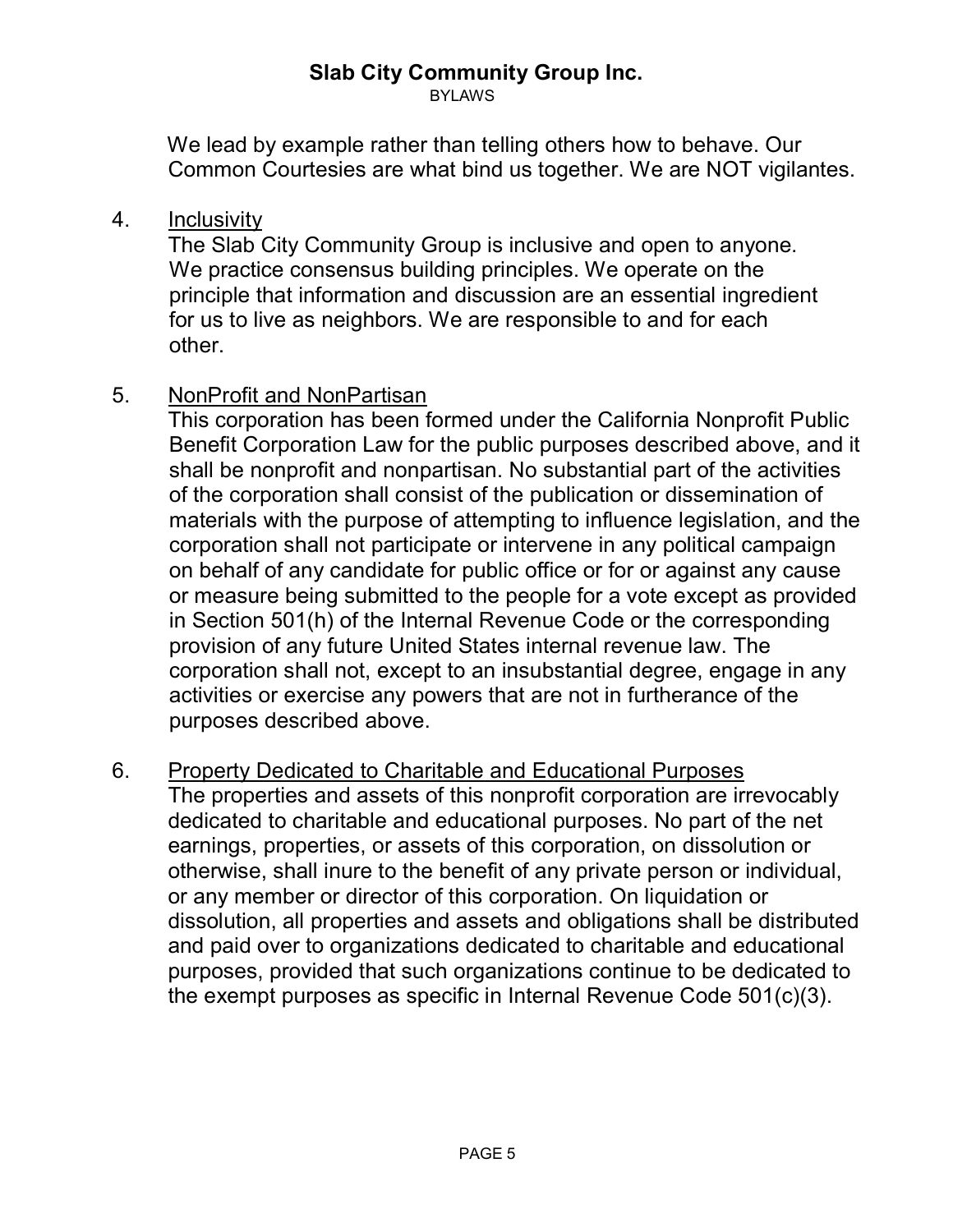We lead by example rather than telling others how to behave. Our Common Courtesies are what bind us together. We are NOT vigilantes.

4. Inclusivity

   The Slab City Community Group is inclusive and open to anyone. We practice consensus building principles. We operate on the principle that information and discussion are an essential ingredient for us to live as neighbors. We are responsible to and for each other.

5. NonProfit and NonPartisan

   This corporation has been formed under the California Nonprofit Public Benefit Corporation Law for the public purposes described above, and it shall be nonprofit and nonpartisan. No substantial part of the activities of the corporation shall consist of the publication or dissemination of materials with the purpose of attempting to influence legislation, and the corporation shall not participate or intervene in any political campaign on behalf of any candidate for public office or for or against any cause or measure being submitted to the people for a vote except as provided in Section 501(h) of the Internal Revenue Code or the corresponding provision of any future United States internal revenue law. The corporation shall not, except to an insubstantial degree, engage in any activities or exercise any powers that are not in furtherance of the purposes described above.

6. Property Dedicated to Charitable and Educational Purposes

   The properties and assets of this nonprofit corporation are irrevocably dedicated to charitable and educational purposes. No part of the net earnings, properties, or assets of this corporation, on dissolution or otherwise, shall inure to the benefit of any private person or individual, or any member or director of this corporation. On liquidation or dissolution, all properties and assets and obligations shall be distributed and paid over to organizations dedicated to charitable and educational purposes, provided that such organizations continue to be dedicated to the exempt purposes as specific in Internal Revenue Code 501(c)(3).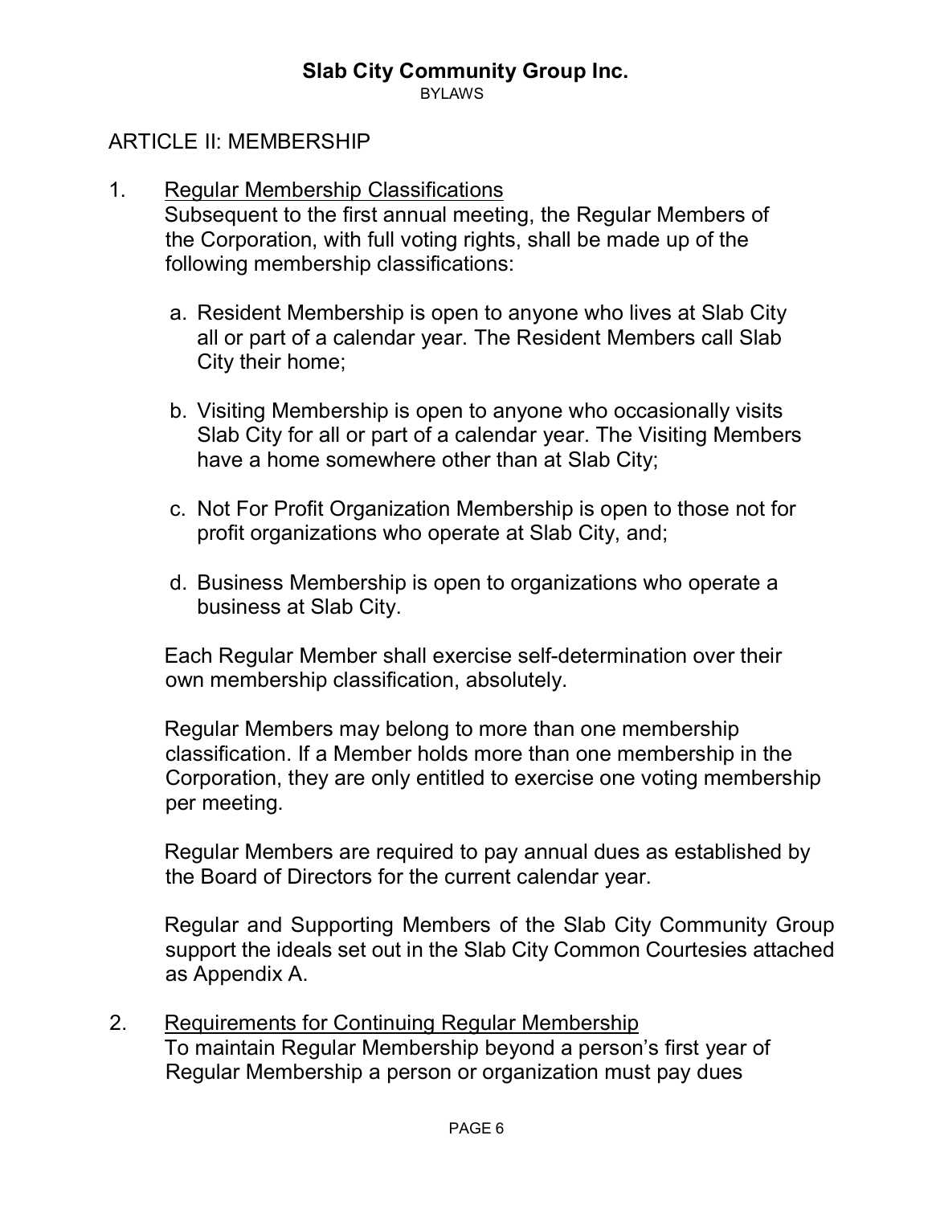## ARTICLE II: MEMBERSHIP

1. Regular Membership Classifications

   Subsequent to the first annual meeting, the Regular Members of the Corporation, with full voting rights, shall be made up of the following membership classifications:

   a. Resident Membership is open to anyone who lives at Slab City all or part of a calendar year. The Resident Members call Slab City their home;

   b. Visiting Membership is open to anyone who occasionally visits Slab City for all or part of a calendar year. The Visiting Members have a home somewhere other than at Slab City;

   c. Not For Profit Organization Membership is open to those not for profit organizations who operate at Slab City, and;

   d. Business Membership is open to organizations who operate a business at Slab City.

   Each Regular Member shall exercise self-determination over their own membership classification, absolutely.

   Regular Members may belong to more than one membership classification. If a Member holds more than one membership in the Corporation, they are only entitled to exercise one voting membership per meeting.

   Regular Members are required to pay annual dues as established by the Board of Directors for the current calendar year.

   Regular and Supporting Members of the Slab City Community Group support the ideals set out in the Slab City Common Courtesies attached as Appendix A.

2. Requirements for Continuing Regular Membership

   To maintain Regular Membership beyond a person's first year of Regular Membership a person or organization must pay dues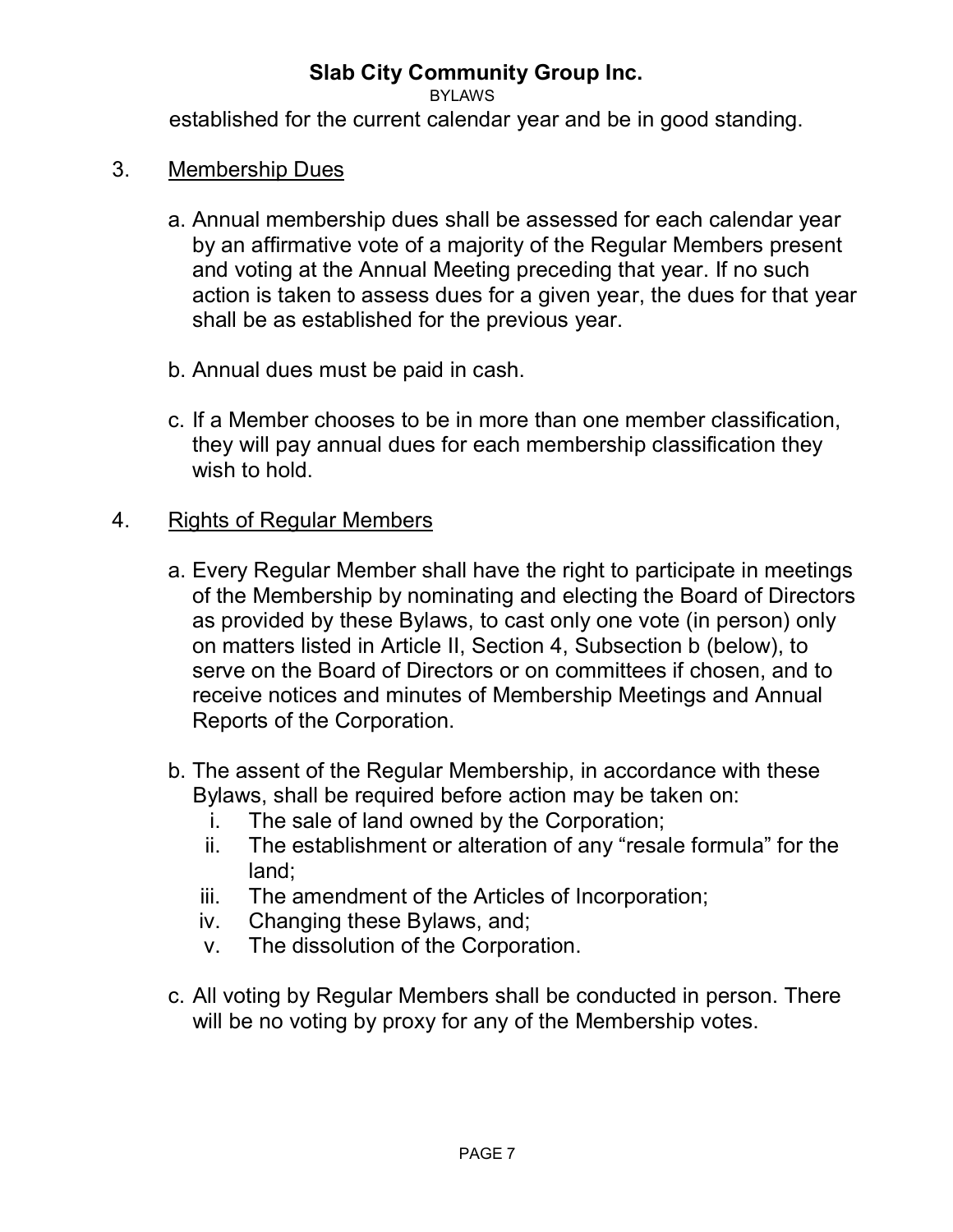established for the current calendar year and be in good standing.

3. Membership Dues

   a. Annual membership dues shall be assessed for each calendar year by an affirmative vote of a majority of the Regular Members present and voting at the Annual Meeting preceding that year. If no such action is taken to assess dues for a given year, the dues for that year shall be as established for the previous year.

   b. Annual dues must be paid in cash.

   c. If a Member chooses to be in more than one member classification, they will pay annual dues for each membership classification they wish to hold.

4. Rights of Regular Members

   a. Every Regular Member shall have the right to participate in meetings of the Membership by nominating and electing the Board of Directors as provided by these Bylaws, to cast only one vote (in person) only on matters listed in Article II, Section 4, Subsection b (below), to serve on the Board of Directors or on committees if chosen, and to receive notices and minutes of Membership Meetings and Annual Reports of the Corporation.

   b. The assent of the Regular Membership, in accordance with these Bylaws, shall be required before action may be taken on:
      i. The sale of land owned by the Corporation;
      ii. The establishment or alteration of any "resale formula" for the land;
      iii. The amendment of the Articles of Incorporation;
      iv. Changing these Bylaws, and;
      v. The dissolution of the Corporation.

   c. All voting by Regular Members shall be conducted in person. There will be no voting by proxy for any of the Membership votes.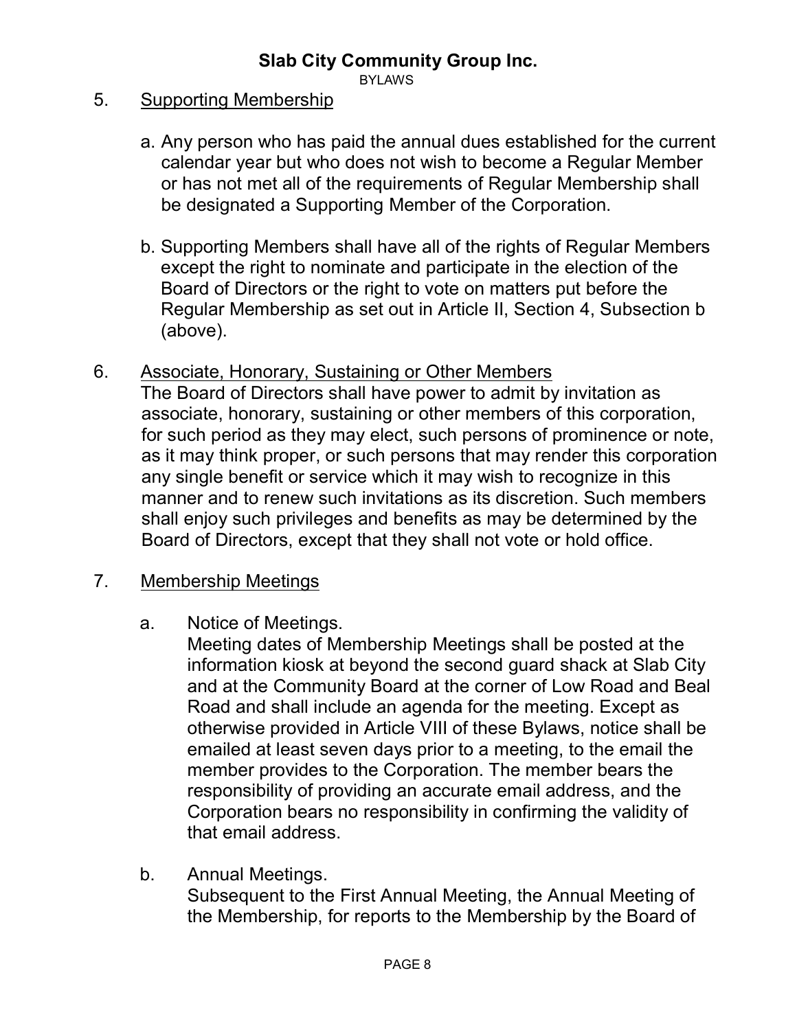5. Supporting Membership

   a. Any person who has paid the annual dues established for the current calendar year but who does not wish to become a Regular Member or has not met all of the requirements of Regular Membership shall be designated a Supporting Member of the Corporation.

   b. Supporting Members shall have all of the rights of Regular Members except the right to nominate and participate in the election of the Board of Directors or the right to vote on matters put before the Regular Membership as set out in Article II, Section 4, Subsection b (above).

6. Associate, Honorary, Sustaining or Other Members

   The Board of Directors shall have power to admit by invitation as associate, honorary, sustaining or other members of this corporation, for such period as they may elect, such persons of prominence or note, as it may think proper, or such persons that may render this corporation any single benefit or service which it may wish to recognize in this manner and to renew such invitations as its discretion. Such members shall enjoy such privileges and benefits as may be determined by the Board of Directors, except that they shall not vote or hold office.

7. Membership Meetings

   a. Notice of Meetings.

      Meeting dates of Membership Meetings shall be posted at the information kiosk at beyond the second guard shack at Slab City and at the Community Board at the corner of Low Road and Beal Road and shall include an agenda for the meeting. Except as otherwise provided in Article VIII of these Bylaws, notice shall be emailed at least seven days prior to a meeting, to the email the member provides to the Corporation. The member bears the responsibility of providing an accurate email address, and the Corporation bears no responsibility in confirming the validity of that email address.

   b. Annual Meetings.

      Subsequent to the First Annual Meeting, the Annual Meeting of the Membership, for reports to the Membership by the Board of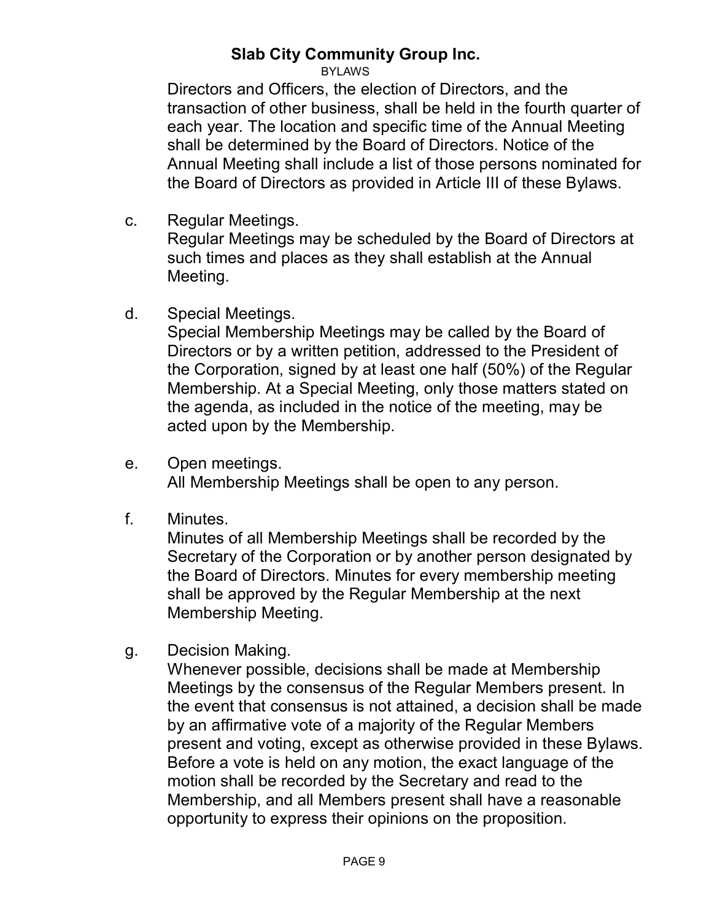Directors and Officers, the election of Directors, and the transaction of other business, shall be held in the fourth quarter of each year. The location and specific time of the Annual Meeting shall be determined by the Board of Directors. Notice of the Annual Meeting shall include a list of those persons nominated for the Board of Directors as provided in Article III of these Bylaws.

c. Regular Meetings.
Regular Meetings may be scheduled by the Board of Directors at such times and places as they shall establish at the Annual Meeting.

d. Special Meetings.
Special Membership Meetings may be called by the Board of Directors or by a written petition, addressed to the President of the Corporation, signed by at least one half (50%) of the Regular Membership. At a Special Meeting, only those matters stated on the agenda, as included in the notice of the meeting, may be acted upon by the Membership.

e. Open meetings.
All Membership Meetings shall be open to any person.

f. Minutes.
Minutes of all Membership Meetings shall be recorded by the Secretary of the Corporation or by another person designated by the Board of Directors. Minutes for every membership meeting shall be approved by the Regular Membership at the next Membership Meeting.

g. Decision Making.
Whenever possible, decisions shall be made at Membership Meetings by the consensus of the Regular Members present. In the event that consensus is not attained, a decision shall be made by an affirmative vote of a majority of the Regular Members present and voting, except as otherwise provided in these Bylaws. Before a vote is held on any motion, the exact language of the motion shall be recorded by the Secretary and read to the Membership, and all Members present shall have a reasonable opportunity to express their opinions on the proposition.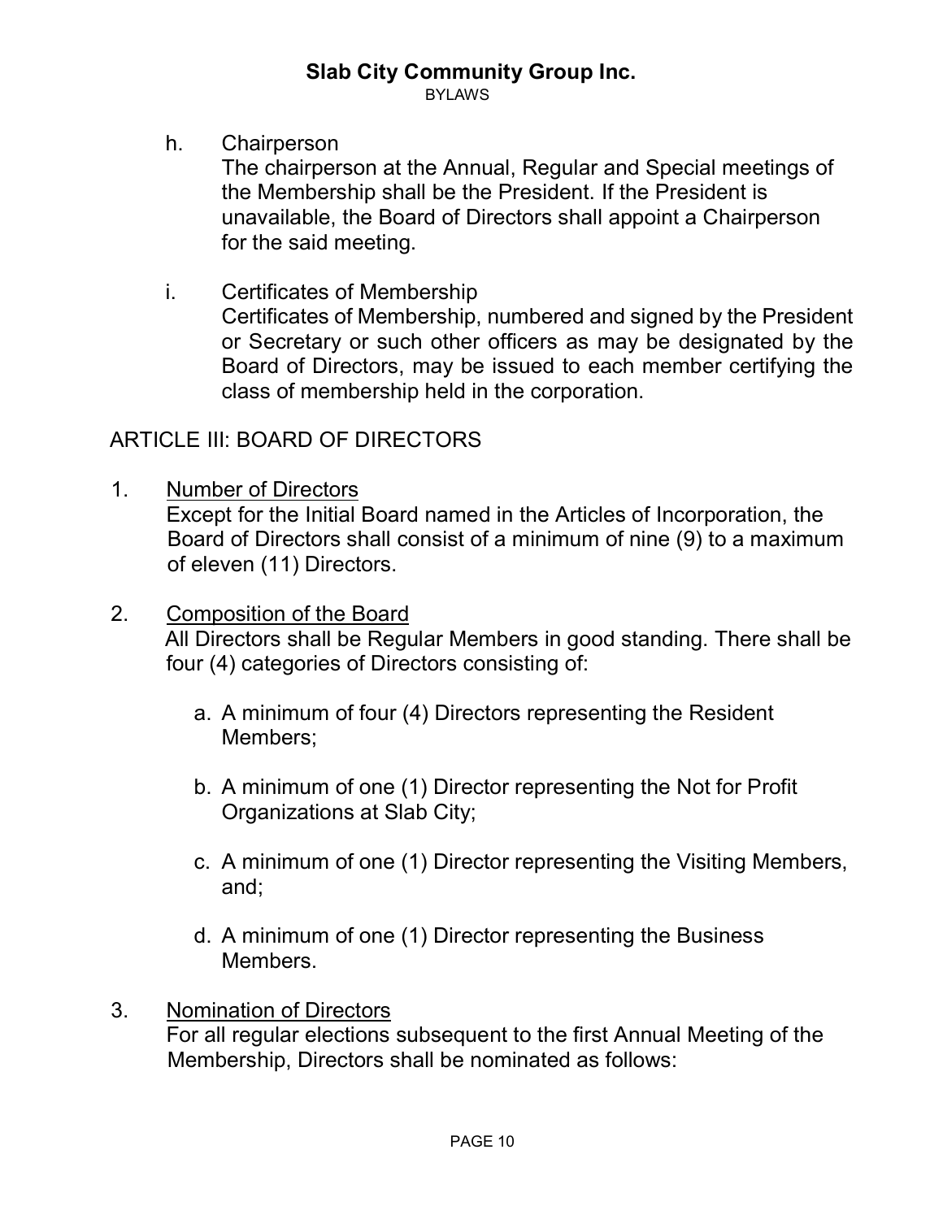h. Chairperson
The chairperson at the Annual, Regular and Special meetings of the Membership shall be the President. If the President is unavailable, the Board of Directors shall appoint a Chairperson for the said meeting.

i. Certificates of Membership
Certificates of Membership, numbered and signed by the President or Secretary or such other officers as may be designated by the Board of Directors, may be issued to each member certifying the class of membership held in the corporation.

## ARTICLE III: BOARD OF DIRECTORS

1. <u>Number of Directors</u>
Except for the Initial Board named in the Articles of Incorporation, the Board of Directors shall consist of a minimum of nine (9) to a maximum of eleven (11) Directors.

2. <u>Composition of the Board</u>
All Directors shall be Regular Members in good standing. There shall be four (4) categories of Directors consisting of:

   a. A minimum of four (4) Directors representing the Resident Members;

   b. A minimum of one (1) Director representing the Not for Profit Organizations at Slab City;

   c. A minimum of one (1) Director representing the Visiting Members, and;

   d. A minimum of one (1) Director representing the Business Members.

3. <u>Nomination of Directors</u>
For all regular elections subsequent to the first Annual Meeting of the Membership, Directors shall be nominated as follows: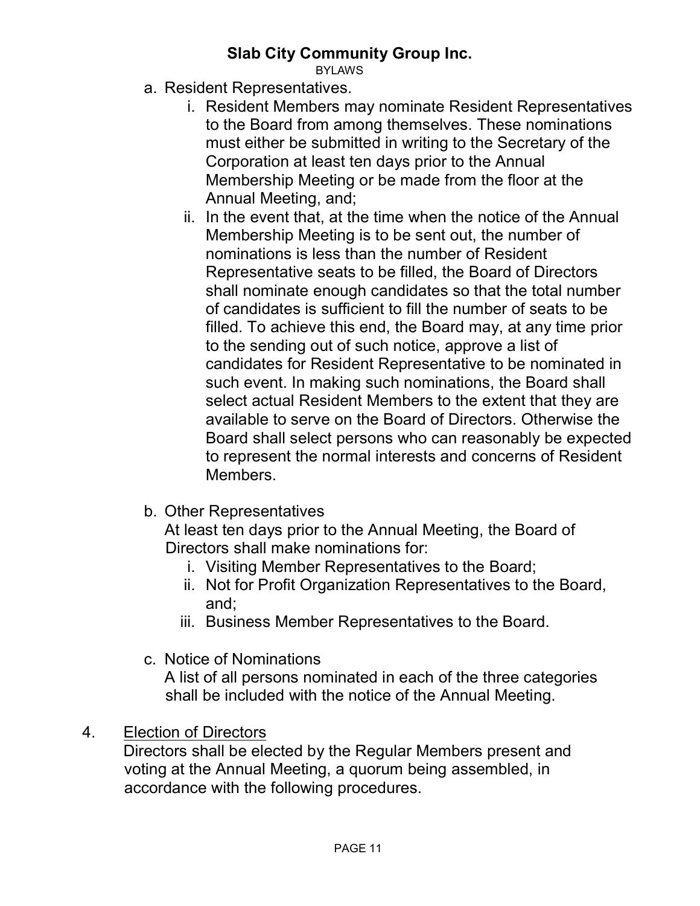a. Resident Representatives.
    i. Resident Members may nominate Resident Representatives to the Board from among themselves. These nominations must either be submitted in writing to the Secretary of the Corporation at least ten days prior to the Annual Membership Meeting or be made from the floor at the Annual Meeting, and;
    ii. In the event that, at the time when the notice of the Annual Membership Meeting is to be sent out, the number of nominations is less than the number of Resident Representative seats to be filled, the Board of Directors shall nominate enough candidates so that the total number of candidates is sufficient to fill the number of seats to be filled. To achieve this end, the Board may, at any time prior to the sending out of such notice, approve a list of candidates for Resident Representative to be nominated in such event. In making such nominations, the Board shall select actual Resident Members to the extent that they are available to serve on the Board of Directors. Otherwise the Board shall select persons who can reasonably be expected to represent the normal interests and concerns of Resident Members.

b. Other Representatives
   At least ten days prior to the Annual Meeting, the Board of Directors shall make nominations for:
    i. Visiting Member Representatives to the Board;
    ii. Not for Profit Organization Representatives to the Board, and;
    iii. Business Member Representatives to the Board.

c. Notice of Nominations
   A list of all persons nominated in each of the three categories shall be included with the notice of the Annual Meeting.

4. <u>Election of Directors</u>
   Directors shall be elected by the Regular Members present and voting at the Annual Meeting, a quorum being assembled, in accordance with the following procedures.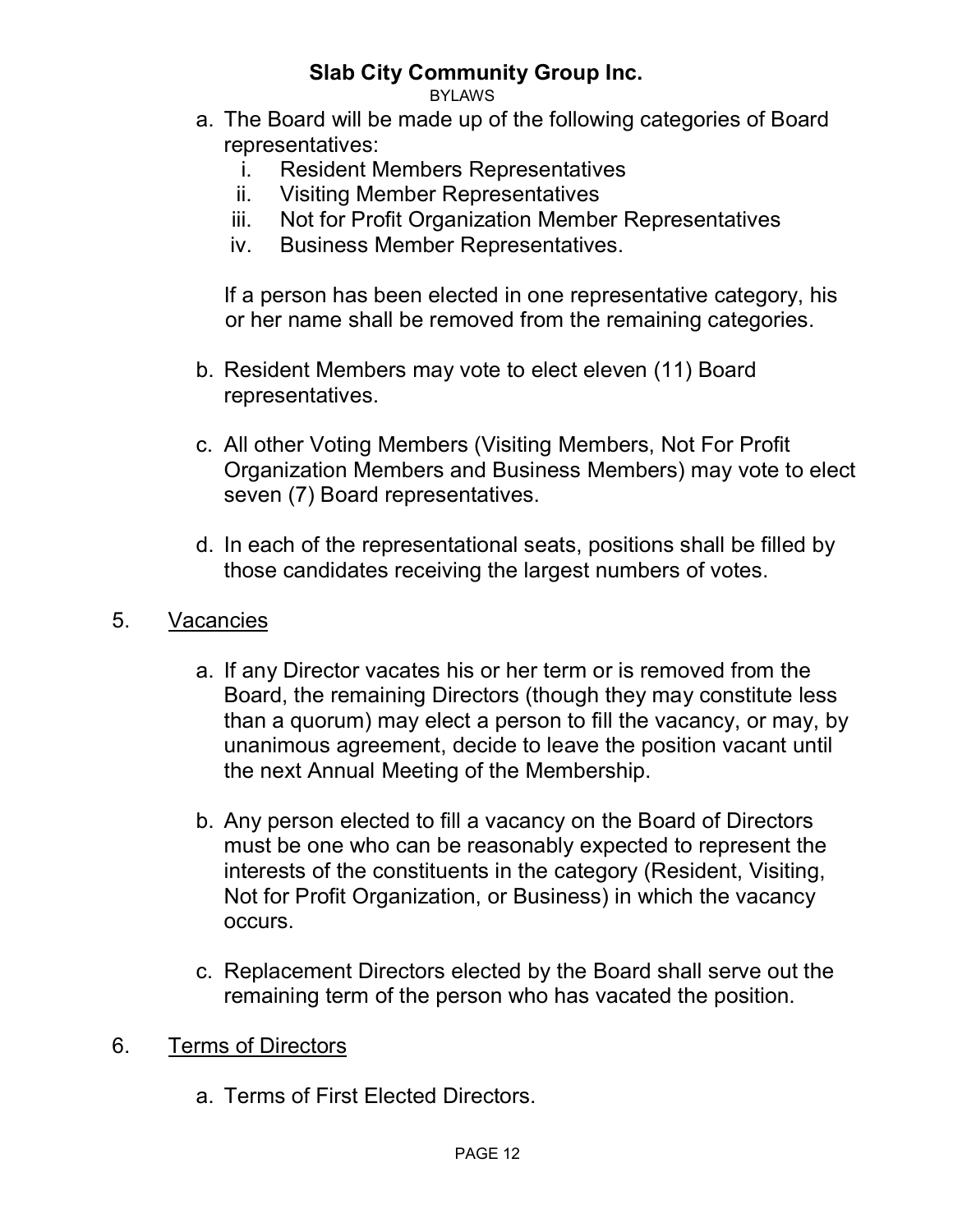a. The Board will be made up of the following categories of Board representatives:
   i. Resident Members Representatives
   ii. Visiting Member Representatives
   iii. Not for Profit Organization Member Representatives
   iv. Business Member Representatives.

   If a person has been elected in one representative category, his or her name shall be removed from the remaining categories.

b. Resident Members may vote to elect eleven (11) Board representatives.

c. All other Voting Members (Visiting Members, Not For Profit Organization Members and Business Members) may vote to elect seven (7) Board representatives.

d. In each of the representational seats, positions shall be filled by those candidates receiving the largest numbers of votes.

5. Vacancies

   a. If any Director vacates his or her term or is removed from the Board, the remaining Directors (though they may constitute less than a quorum) may elect a person to fill the vacancy, or may, by unanimous agreement, decide to leave the position vacant until the next Annual Meeting of the Membership.

   b. Any person elected to fill a vacancy on the Board of Directors must be one who can be reasonably expected to represent the interests of the constituents in the category (Resident, Visiting, Not for Profit Organization, or Business) in which the vacancy occurs.

   c. Replacement Directors elected by the Board shall serve out the remaining term of the person who has vacated the position.

6. Terms of Directors

   a. Terms of First Elected Directors.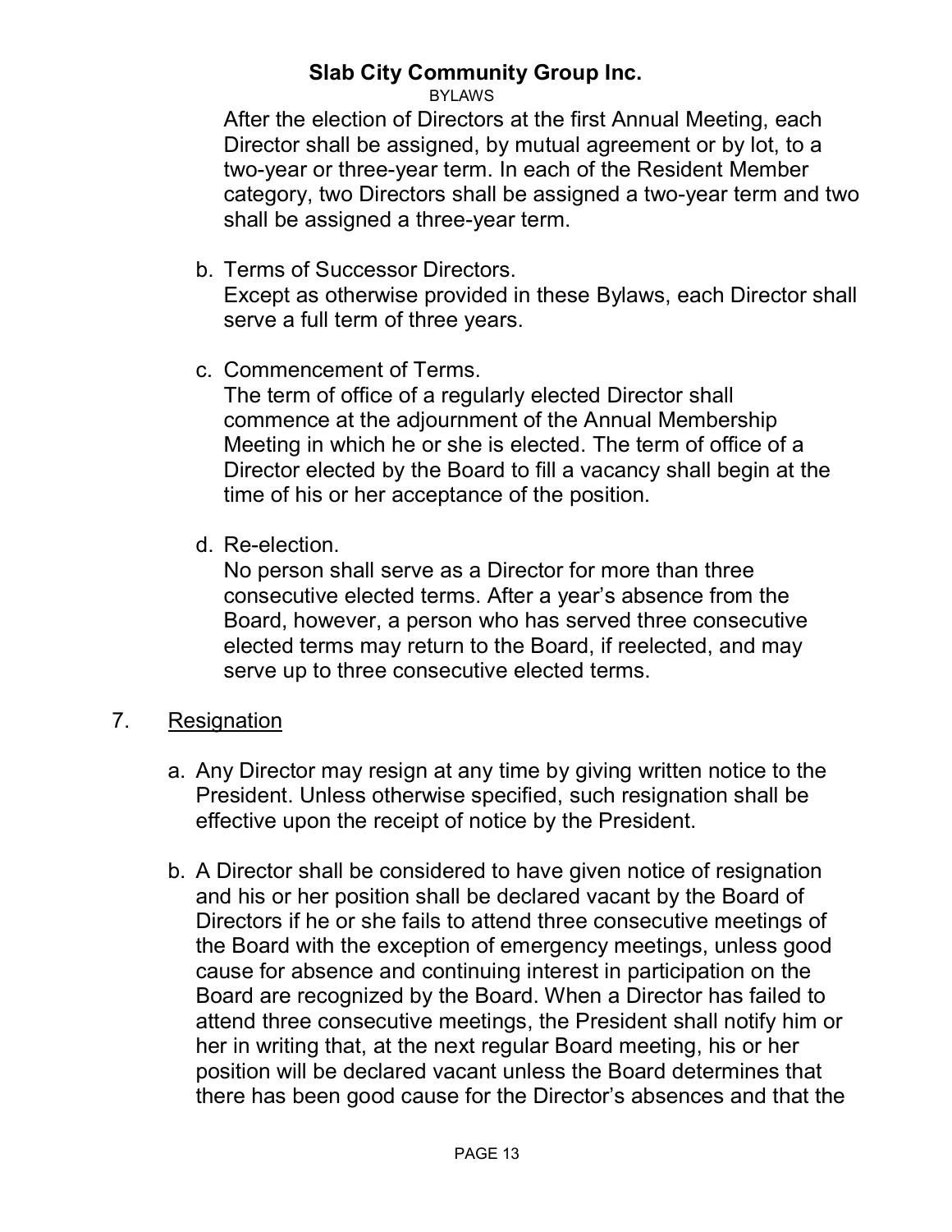After the election of Directors at the first Annual Meeting, each Director shall be assigned, by mutual agreement or by lot, to a two-year or three-year term. In each of the Resident Member category, two Directors shall be assigned a two-year term and two shall be assigned a three-year term.

b. Terms of Successor Directors.
   Except as otherwise provided in these Bylaws, each Director shall serve a full term of three years.

c. Commencement of Terms.
   The term of office of a regularly elected Director shall commence at the adjournment of the Annual Membership Meeting in which he or she is elected. The term of office of a Director elected by the Board to fill a vacancy shall begin at the time of his or her acceptance of the position.

d. Re-election.
   No person shall serve as a Director for more than three consecutive elected terms. After a year's absence from the Board, however, a person who has served three consecutive elected terms may return to the Board, if reelected, and may serve up to three consecutive elected terms.

7. <u>Resignation</u>

   a. Any Director may resign at any time by giving written notice to the President. Unless otherwise specified, such resignation shall be effective upon the receipt of notice by the President.

   b. A Director shall be considered to have given notice of resignation and his or her position shall be declared vacant by the Board of Directors if he or she fails to attend three consecutive meetings of the Board with the exception of emergency meetings, unless good cause for absence and continuing interest in participation on the Board are recognized by the Board. When a Director has failed to attend three consecutive meetings, the President shall notify him or her in writing that, at the next regular Board meeting, his or her position will be declared vacant unless the Board determines that there has been good cause for the Director's absences and that the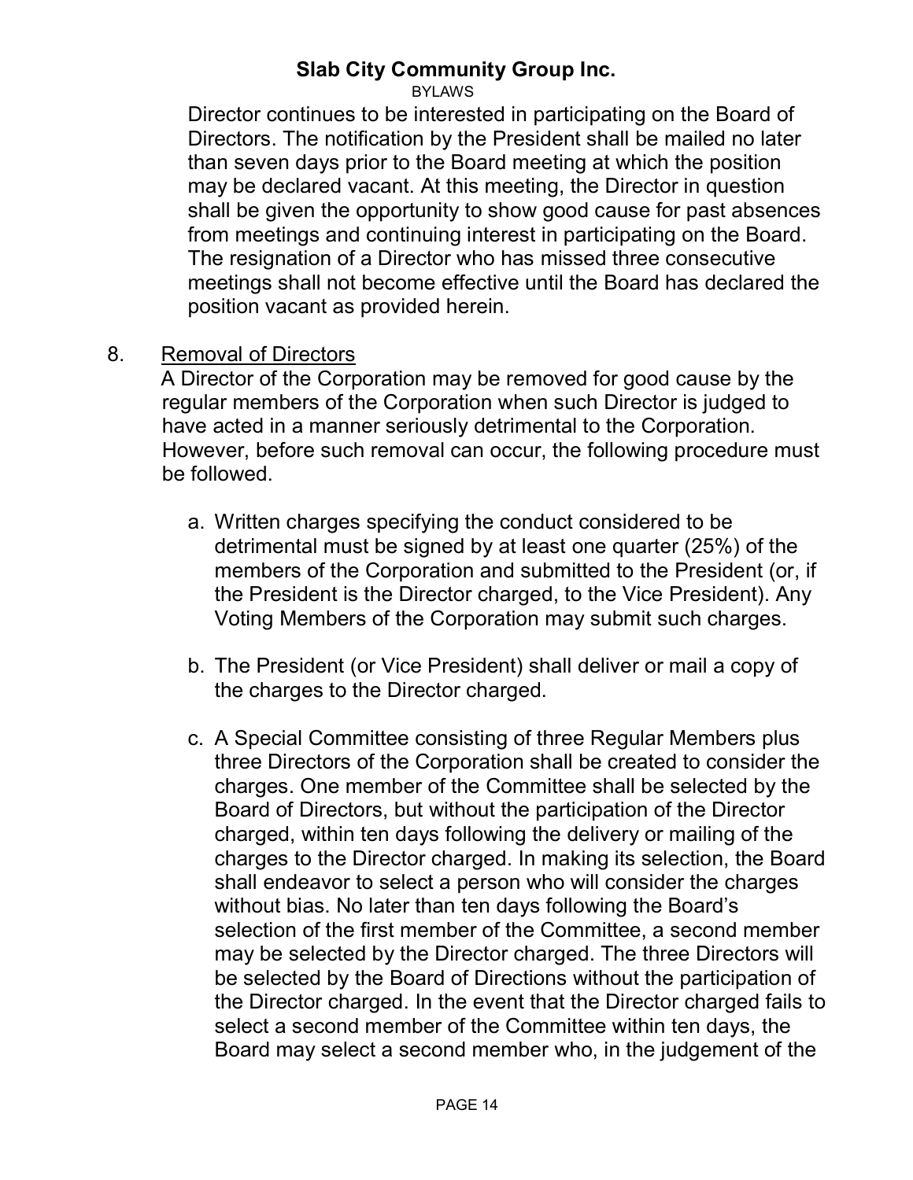Director continues to be interested in participating on the Board of Directors. The notification by the President shall be mailed no later than seven days prior to the Board meeting at which the position may be declared vacant. At this meeting, the Director in question shall be given the opportunity to show good cause for past absences from meetings and continuing interest in participating on the Board. The resignation of a Director who has missed three consecutive meetings shall not become effective until the Board has declared the position vacant as provided herein.

8. <u>Removal of Directors</u>
   A Director of the Corporation may be removed for good cause by the regular members of the Corporation when such Director is judged to have acted in a manner seriously detrimental to the Corporation. However, before such removal can occur, the following procedure must be followed.

   a. Written charges specifying the conduct considered to be detrimental must be signed by at least one quarter (25%) of the members of the Corporation and submitted to the President (or, if the President is the Director charged, to the Vice President). Any Voting Members of the Corporation may submit such charges.

   b. The President (or Vice President) shall deliver or mail a copy of the charges to the Director charged.

   c. A Special Committee consisting of three Regular Members plus three Directors of the Corporation shall be created to consider the charges. One member of the Committee shall be selected by the Board of Directors, but without the participation of the Director charged, within ten days following the delivery or mailing of the charges to the Director charged. In making its selection, the Board shall endeavor to select a person who will consider the charges without bias. No later than ten days following the Board's selection of the first member of the Committee, a second member may be selected by the Director charged. The three Directors will be selected by the Board of Directions without the participation of the Director charged. In the event that the Director charged fails to select a second member of the Committee within ten days, the Board may select a second member who, in the judgement of the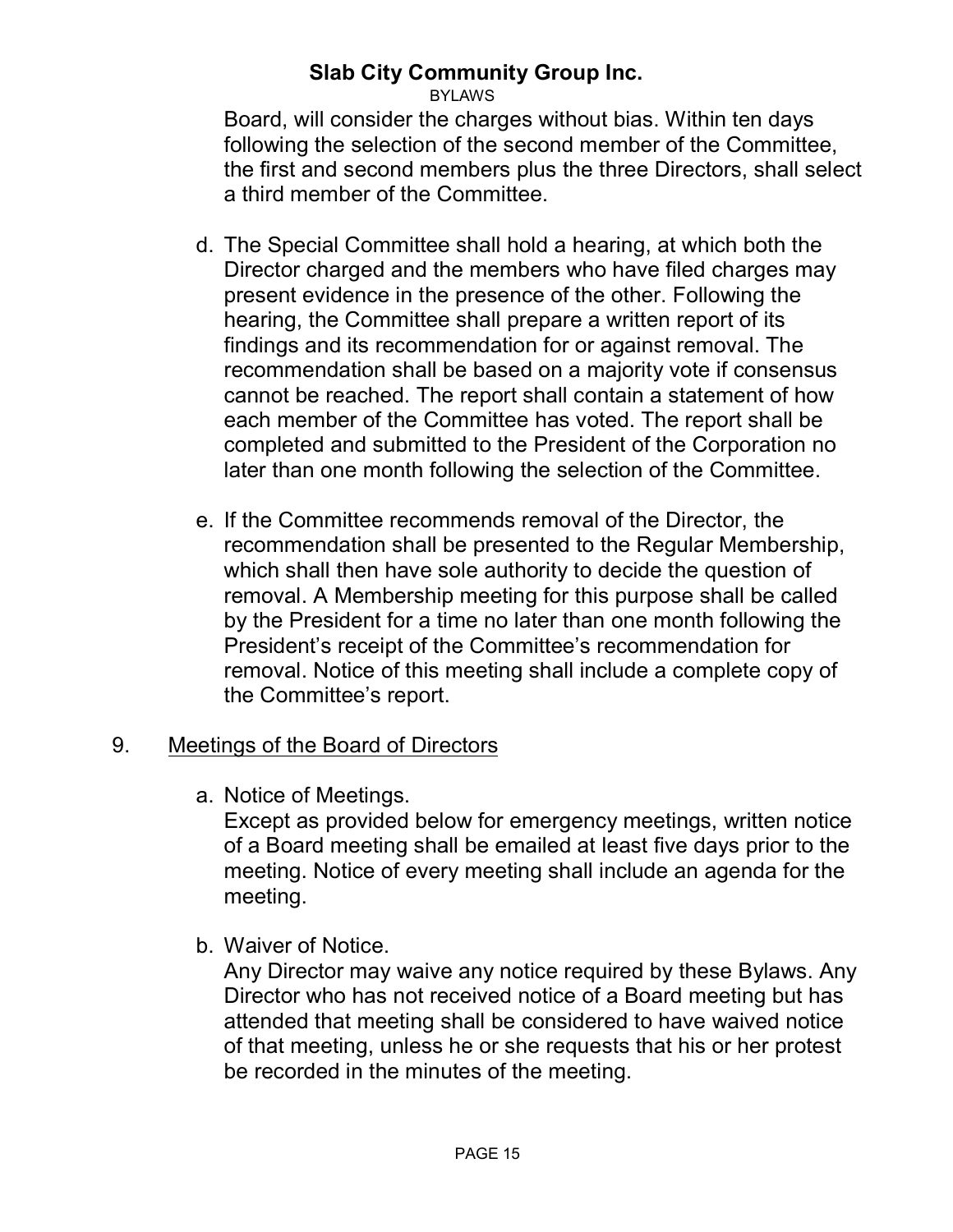Board, will consider the charges without bias. Within ten days following the selection of the second member of the Committee, the first and second members plus the three Directors, shall select a third member of the Committee.

d. The Special Committee shall hold a hearing, at which both the Director charged and the members who have filed charges may present evidence in the presence of the other. Following the hearing, the Committee shall prepare a written report of its findings and its recommendation for or against removal. The recommendation shall be based on a majority vote if consensus cannot be reached. The report shall contain a statement of how each member of the Committee has voted. The report shall be completed and submitted to the President of the Corporation no later than one month following the selection of the Committee.

e. If the Committee recommends removal of the Director, the recommendation shall be presented to the Regular Membership, which shall then have sole authority to decide the question of removal. A Membership meeting for this purpose shall be called by the President for a time no later than one month following the President's receipt of the Committee's recommendation for removal. Notice of this meeting shall include a complete copy of the Committee's report.

9. <u>Meetings of the Board of Directors</u>

a. Notice of Meetings.
Except as provided below for emergency meetings, written notice of a Board meeting shall be emailed at least five days prior to the meeting. Notice of every meeting shall include an agenda for the meeting.

b. Waiver of Notice.
Any Director may waive any notice required by these Bylaws. Any Director who has not received notice of a Board meeting but has attended that meeting shall be considered to have waived notice of that meeting, unless he or she requests that his or her protest be recorded in the minutes of the meeting.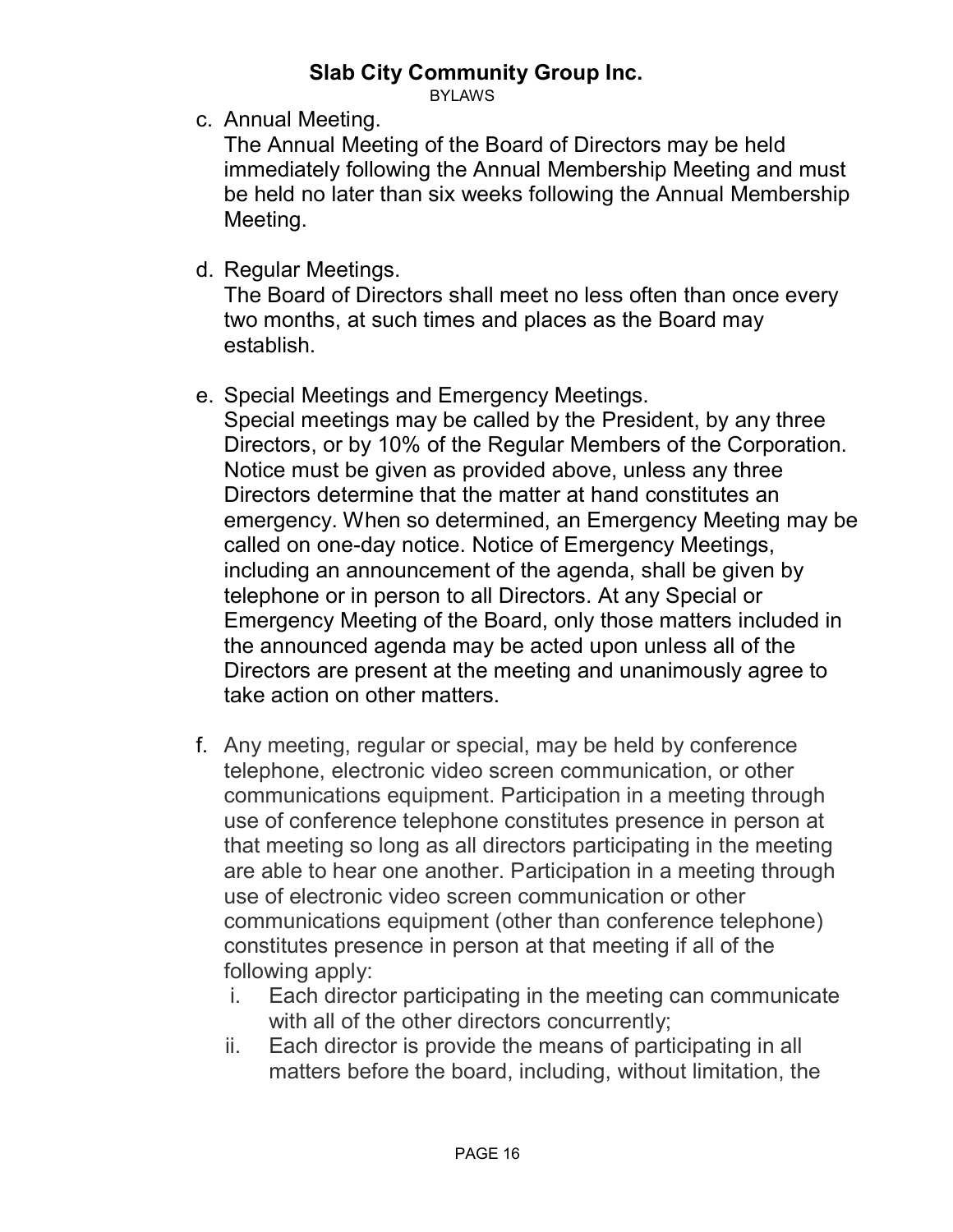c. Annual Meeting.

   The Annual Meeting of the Board of Directors may be held immediately following the Annual Membership Meeting and must be held no later than six weeks following the Annual Membership Meeting.

d. Regular Meetings.

   The Board of Directors shall meet no less often than once every two months, at such times and places as the Board may establish.

e. Special Meetings and Emergency Meetings.

   Special meetings may be called by the President, by any three Directors, or by 10% of the Regular Members of the Corporation. Notice must be given as provided above, unless any three Directors determine that the matter at hand constitutes an emergency. When so determined, an Emergency Meeting may be called on one-day notice. Notice of Emergency Meetings, including an announcement of the agenda, shall be given by telephone or in person to all Directors. At any Special or Emergency Meeting of the Board, only those matters included in the announced agenda may be acted upon unless all of the Directors are present at the meeting and unanimously agree to take action on other matters.

f. Any meeting, regular or special, may be held by conference telephone, electronic video screen communication, or other communications equipment. Participation in a meeting through use of conference telephone constitutes presence in person at that meeting so long as all directors participating in the meeting are able to hear one another. Participation in a meeting through use of electronic video screen communication or other communications equipment (other than conference telephone) constitutes presence in person at that meeting if all of the following apply:

   i. Each director participating in the meeting can communicate with all of the other directors concurrently;
   ii. Each director is provide the means of participating in all matters before the board, including, without limitation, the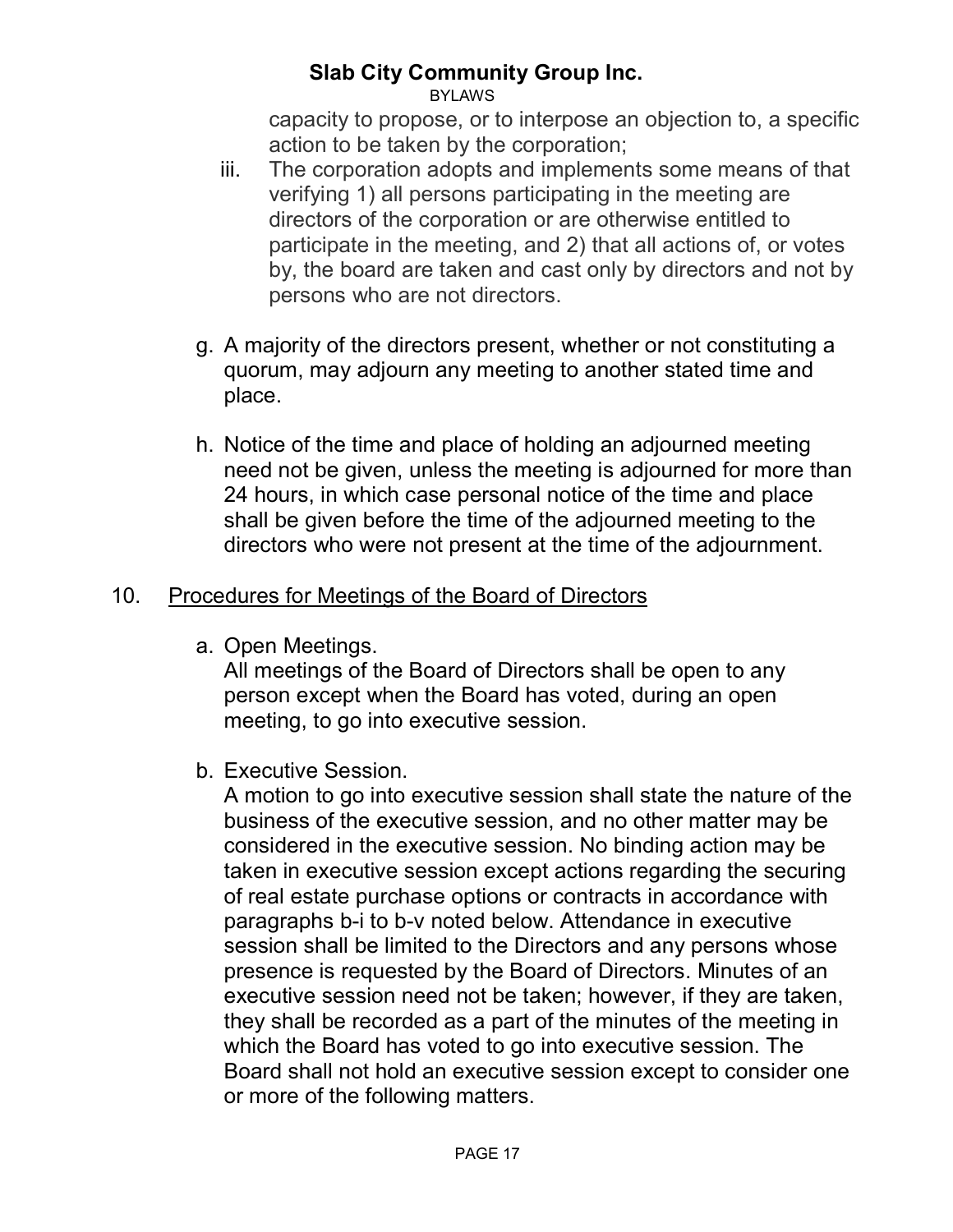capacity to propose, or to interpose an objection to, a specific action to be taken by the corporation;

iii. The corporation adopts and implements some means of that verifying 1) all persons participating in the meeting are directors of the corporation or are otherwise entitled to participate in the meeting, and 2) that all actions of, or votes by, the board are taken and cast only by directors and not by persons who are not directors.

g. A majority of the directors present, whether or not constituting a quorum, may adjourn any meeting to another stated time and place.

h. Notice of the time and place of holding an adjourned meeting need not be given, unless the meeting is adjourned for more than 24 hours, in which case personal notice of the time and place shall be given before the time of the adjourned meeting to the directors who were not present at the time of the adjournment.

10. <u>Procedures for Meetings of the Board of Directors</u>

a. Open Meetings.
All meetings of the Board of Directors shall be open to any person except when the Board has voted, during an open meeting, to go into executive session.

b. Executive Session.
A motion to go into executive session shall state the nature of the business of the executive session, and no other matter may be considered in the executive session. No binding action may be taken in executive session except actions regarding the securing of real estate purchase options or contracts in accordance with paragraphs b-i to b-v noted below. Attendance in executive session shall be limited to the Directors and any persons whose presence is requested by the Board of Directors. Minutes of an executive session need not be taken; however, if they are taken, they shall be recorded as a part of the minutes of the meeting in which the Board has voted to go into executive session. The Board shall not hold an executive session except to consider one or more of the following matters.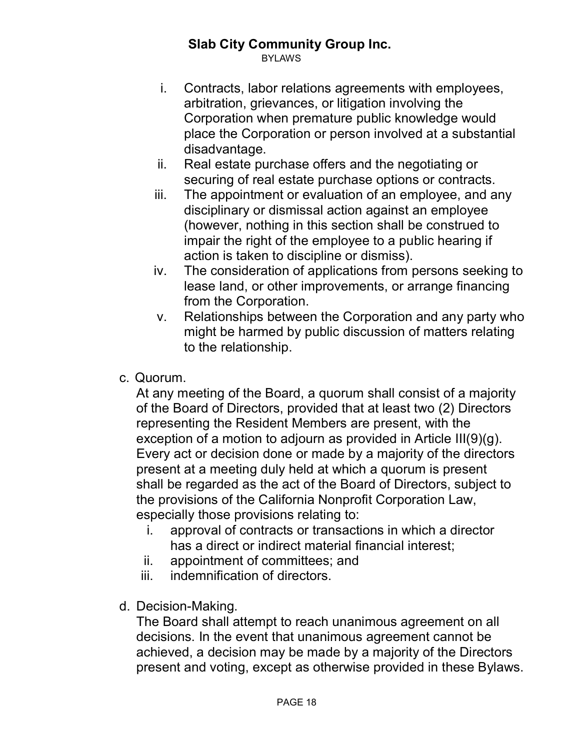i. Contracts, labor relations agreements with employees, arbitration, grievances, or litigation involving the Corporation when premature public knowledge would place the Corporation or person involved at a substantial disadvantage.
ii. Real estate purchase offers and the negotiating or securing of real estate purchase options or contracts.
iii. The appointment or evaluation of an employee, and any disciplinary or dismissal action against an employee (however, nothing in this section shall be construed to impair the right of the employee to a public hearing if action is taken to discipline or dismiss).
iv. The consideration of applications from persons seeking to lease land, or other improvements, or arrange financing from the Corporation.
v. Relationships between the Corporation and any party who might be harmed by public discussion of matters relating to the relationship.

c. Quorum.
At any meeting of the Board, a quorum shall consist of a majority of the Board of Directors, provided that at least two (2) Directors representing the Resident Members are present, with the exception of a motion to adjourn as provided in Article III(9)(g). Every act or decision done or made by a majority of the directors present at a meeting duly held at which a quorum is present shall be regarded as the act of the Board of Directors, subject to the provisions of the California Nonprofit Corporation Law, especially those provisions relating to:
   i. approval of contracts or transactions in which a director has a direct or indirect material financial interest;
   ii. appointment of committees; and
   iii. indemnification of directors.

d. Decision-Making.
The Board shall attempt to reach unanimous agreement on all decisions. In the event that unanimous agreement cannot be achieved, a decision may be made by a majority of the Directors present and voting, except as otherwise provided in these Bylaws.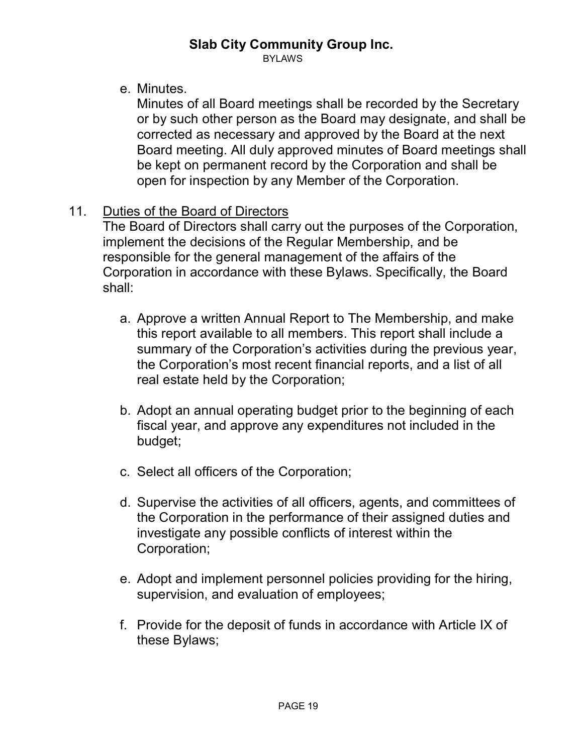e. Minutes.
   Minutes of all Board meetings shall be recorded by the Secretary or by such other person as the Board may designate, and shall be corrected as necessary and approved by the Board at the next Board meeting. All duly approved minutes of Board meetings shall be kept on permanent record by the Corporation and shall be open for inspection by any Member of the Corporation.

11. <u>Duties of the Board of Directors</u>
    The Board of Directors shall carry out the purposes of the Corporation, implement the decisions of the Regular Membership, and be responsible for the general management of the affairs of the Corporation in accordance with these Bylaws. Specifically, the Board shall:

    a. Approve a written Annual Report to The Membership, and make this report available to all members. This report shall include a summary of the Corporation's activities during the previous year, the Corporation's most recent financial reports, and a list of all real estate held by the Corporation;

    b. Adopt an annual operating budget prior to the beginning of each fiscal year, and approve any expenditures not included in the budget;

    c. Select all officers of the Corporation;

    d. Supervise the activities of all officers, agents, and committees of the Corporation in the performance of their assigned duties and investigate any possible conflicts of interest within the Corporation;

    e. Adopt and implement personnel policies providing for the hiring, supervision, and evaluation of employees;

    f. Provide for the deposit of funds in accordance with Article IX of these Bylaws;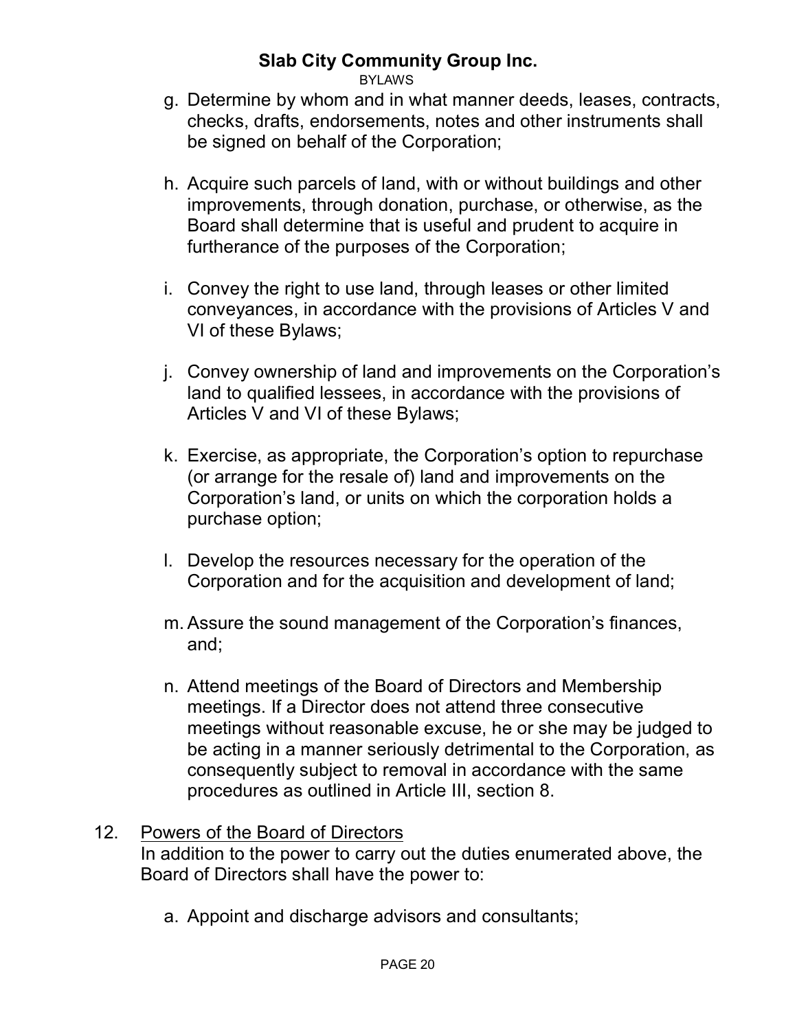g. Determine by whom and in what manner deeds, leases, contracts, checks, drafts, endorsements, notes and other instruments shall be signed on behalf of the Corporation;

h. Acquire such parcels of land, with or without buildings and other improvements, through donation, purchase, or otherwise, as the Board shall determine that is useful and prudent to acquire in furtherance of the purposes of the Corporation;

i. Convey the right to use land, through leases or other limited conveyances, in accordance with the provisions of Articles V and VI of these Bylaws;

j. Convey ownership of land and improvements on the Corporation's land to qualified lessees, in accordance with the provisions of Articles V and VI of these Bylaws;

k. Exercise, as appropriate, the Corporation's option to repurchase (or arrange for the resale of) land and improvements on the Corporation's land, or units on which the corporation holds a purchase option;

l. Develop the resources necessary for the operation of the Corporation and for the acquisition and development of land;

m. Assure the sound management of the Corporation's finances, and;

n. Attend meetings of the Board of Directors and Membership meetings. If a Director does not attend three consecutive meetings without reasonable excuse, he or she may be judged to be acting in a manner seriously detrimental to the Corporation, as consequently subject to removal in accordance with the same procedures as outlined in Article III, section 8.

12. <u>Powers of the Board of Directors</u>
    In addition to the power to carry out the duties enumerated above, the Board of Directors shall have the power to:

    a. Appoint and discharge advisors and consultants;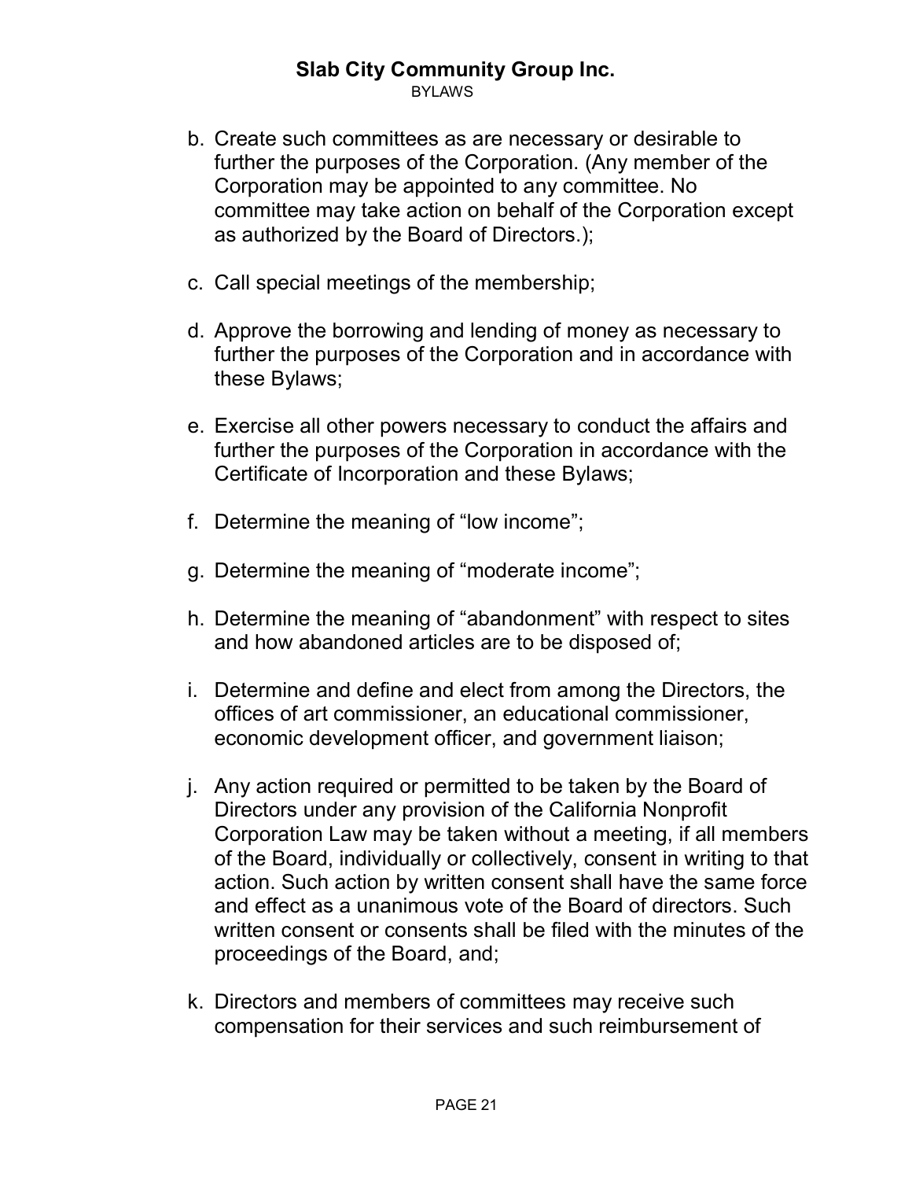b. Create such committees as are necessary or desirable to further the purposes of the Corporation. (Any member of the Corporation may be appointed to any committee. No committee may take action on behalf of the Corporation except as authorized by the Board of Directors.);

c. Call special meetings of the membership;

d. Approve the borrowing and lending of money as necessary to further the purposes of the Corporation and in accordance with these Bylaws;

e. Exercise all other powers necessary to conduct the affairs and further the purposes of the Corporation in accordance with the Certificate of Incorporation and these Bylaws;

f. Determine the meaning of "low income";

g. Determine the meaning of "moderate income";

h. Determine the meaning of "abandonment" with respect to sites and how abandoned articles are to be disposed of;

i. Determine and define and elect from among the Directors, the offices of art commissioner, an educational commissioner, economic development officer, and government liaison;

j. Any action required or permitted to be taken by the Board of Directors under any provision of the California Nonprofit Corporation Law may be taken without a meeting, if all members of the Board, individually or collectively, consent in writing to that action. Such action by written consent shall have the same force and effect as a unanimous vote of the Board of directors. Such written consent or consents shall be filed with the minutes of the proceedings of the Board, and;

k. Directors and members of committees may receive such compensation for their services and such reimbursement of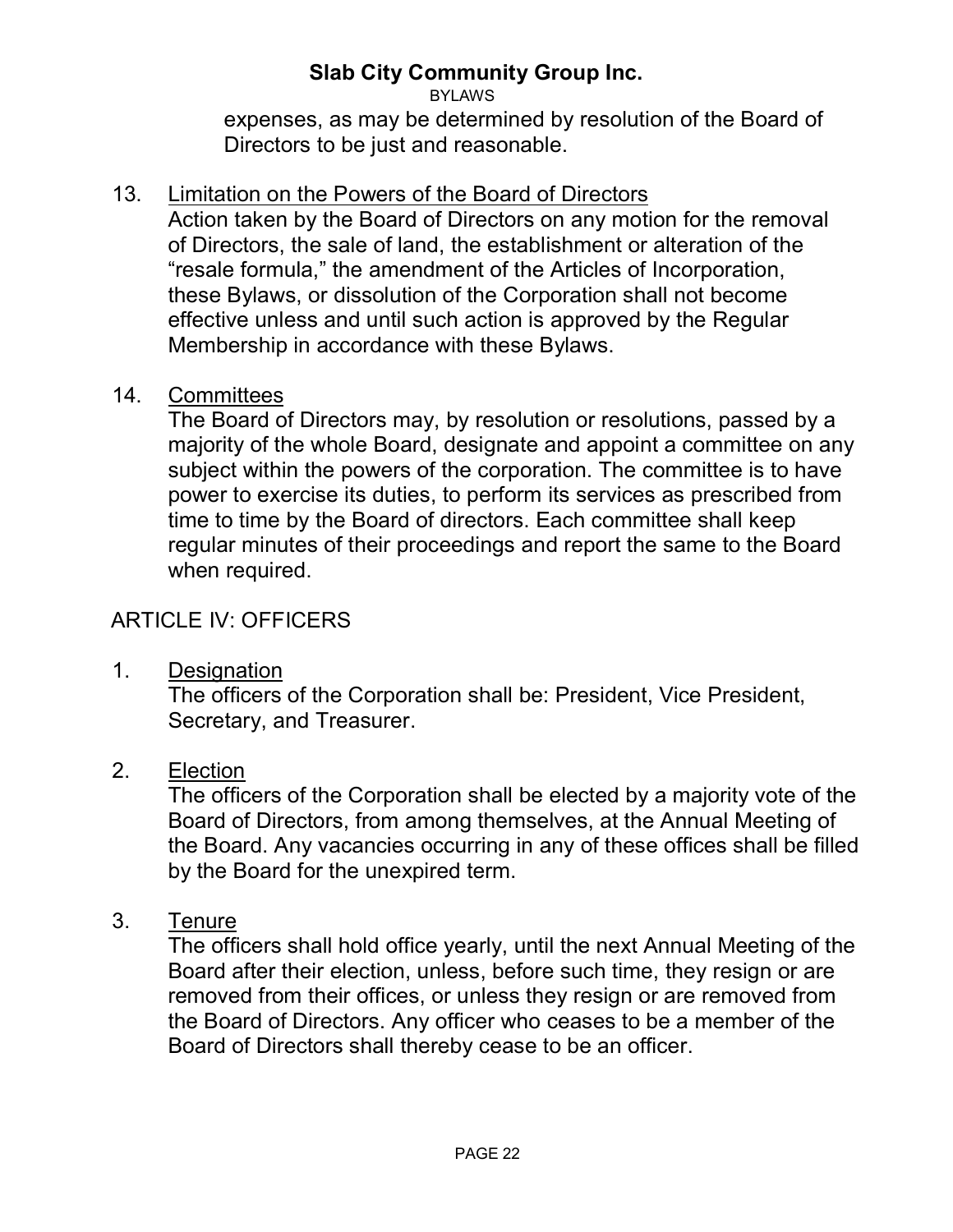expenses, as may be determined by resolution of the Board of Directors to be just and reasonable.

13. Limitation on the Powers of the Board of Directors
    Action taken by the Board of Directors on any motion for the removal of Directors, the sale of land, the establishment or alteration of the "resale formula," the amendment of the Articles of Incorporation, these Bylaws, or dissolution of the Corporation shall not become effective unless and until such action is approved by the Regular Membership in accordance with these Bylaws.

14. Committees
    The Board of Directors may, by resolution or resolutions, passed by a majority of the whole Board, designate and appoint a committee on any subject within the powers of the corporation. The committee is to have power to exercise its duties, to perform its services as prescribed from time to time by the Board of directors. Each committee shall keep regular minutes of their proceedings and report the same to the Board when required.

## ARTICLE IV: OFFICERS

1. Designation
   The officers of the Corporation shall be: President, Vice President, Secretary, and Treasurer.

2. Election
   The officers of the Corporation shall be elected by a majority vote of the Board of Directors, from among themselves, at the Annual Meeting of the Board. Any vacancies occurring in any of these offices shall be filled by the Board for the unexpired term.

3. Tenure
   The officers shall hold office yearly, until the next Annual Meeting of the Board after their election, unless, before such time, they resign or are removed from their offices, or unless they resign or are removed from the Board of Directors. Any officer who ceases to be a member of the Board of Directors shall thereby cease to be an officer.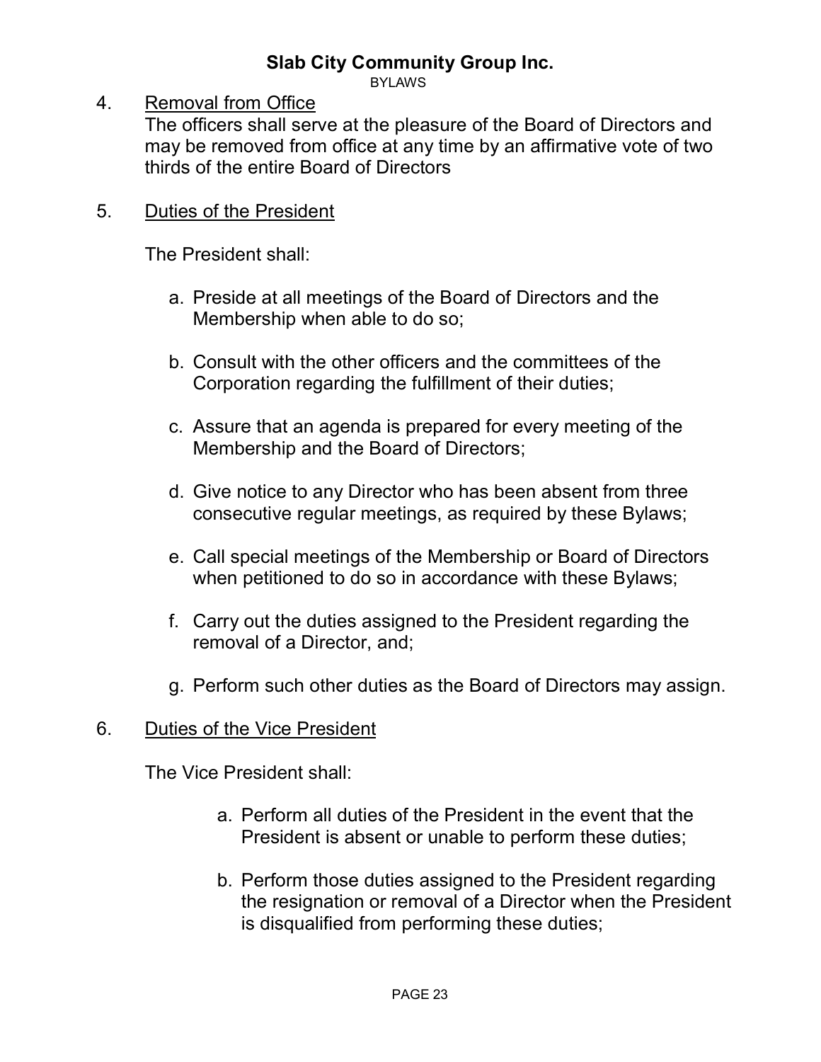4. <u>Removal from Office</u>
   The officers shall serve at the pleasure of the Board of Directors and may be removed from office at any time by an affirmative vote of two thirds of the entire Board of Directors

5. <u>Duties of the President</u>

   The President shall:

   a. Preside at all meetings of the Board of Directors and the Membership when able to do so;

   b. Consult with the other officers and the committees of the Corporation regarding the fulfillment of their duties;

   c. Assure that an agenda is prepared for every meeting of the Membership and the Board of Directors;

   d. Give notice to any Director who has been absent from three consecutive regular meetings, as required by these Bylaws;

   e. Call special meetings of the Membership or Board of Directors when petitioned to do so in accordance with these Bylaws;

   f. Carry out the duties assigned to the President regarding the removal of a Director, and;

   g. Perform such other duties as the Board of Directors may assign.

6. <u>Duties of the Vice President</u>

   The Vice President shall:

   a. Perform all duties of the President in the event that the President is absent or unable to perform these duties;

   b. Perform those duties assigned to the President regarding the resignation or removal of a Director when the President is disqualified from performing these duties;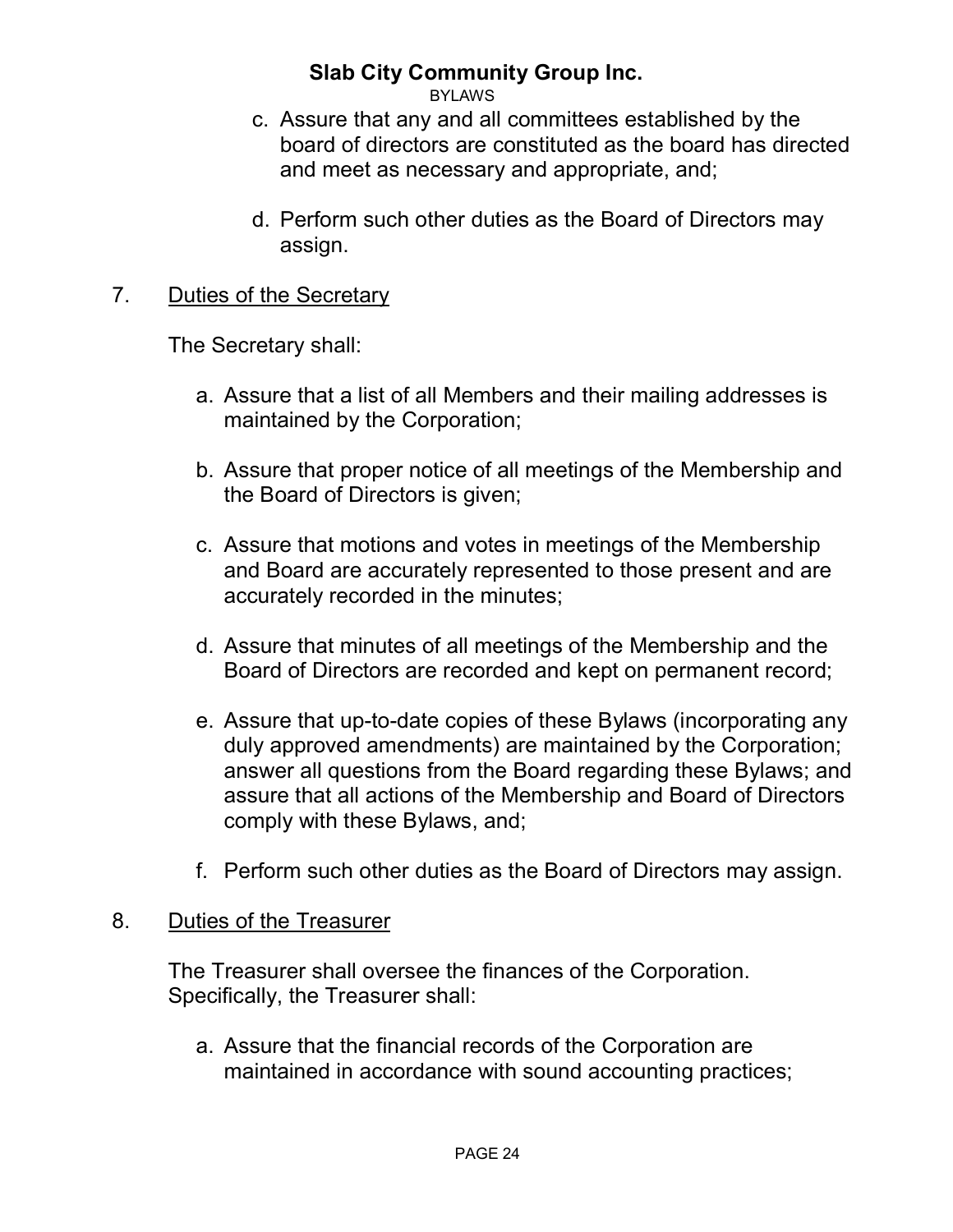c. Assure that any and all committees established by the board of directors are constituted as the board has directed and meet as necessary and appropriate, and;

d. Perform such other duties as the Board of Directors may assign.

7. <u>Duties of the Secretary</u>

The Secretary shall:

a. Assure that a list of all Members and their mailing addresses is maintained by the Corporation;

b. Assure that proper notice of all meetings of the Membership and the Board of Directors is given;

c. Assure that motions and votes in meetings of the Membership and Board are accurately represented to those present and are accurately recorded in the minutes;

d. Assure that minutes of all meetings of the Membership and the Board of Directors are recorded and kept on permanent record;

e. Assure that up-to-date copies of these Bylaws (incorporating any duly approved amendments) are maintained by the Corporation; answer all questions from the Board regarding these Bylaws; and assure that all actions of the Membership and Board of Directors comply with these Bylaws, and;

f. Perform such other duties as the Board of Directors may assign.

8. <u>Duties of the Treasurer</u>

The Treasurer shall oversee the finances of the Corporation. Specifically, the Treasurer shall:

a. Assure that the financial records of the Corporation are maintained in accordance with sound accounting practices;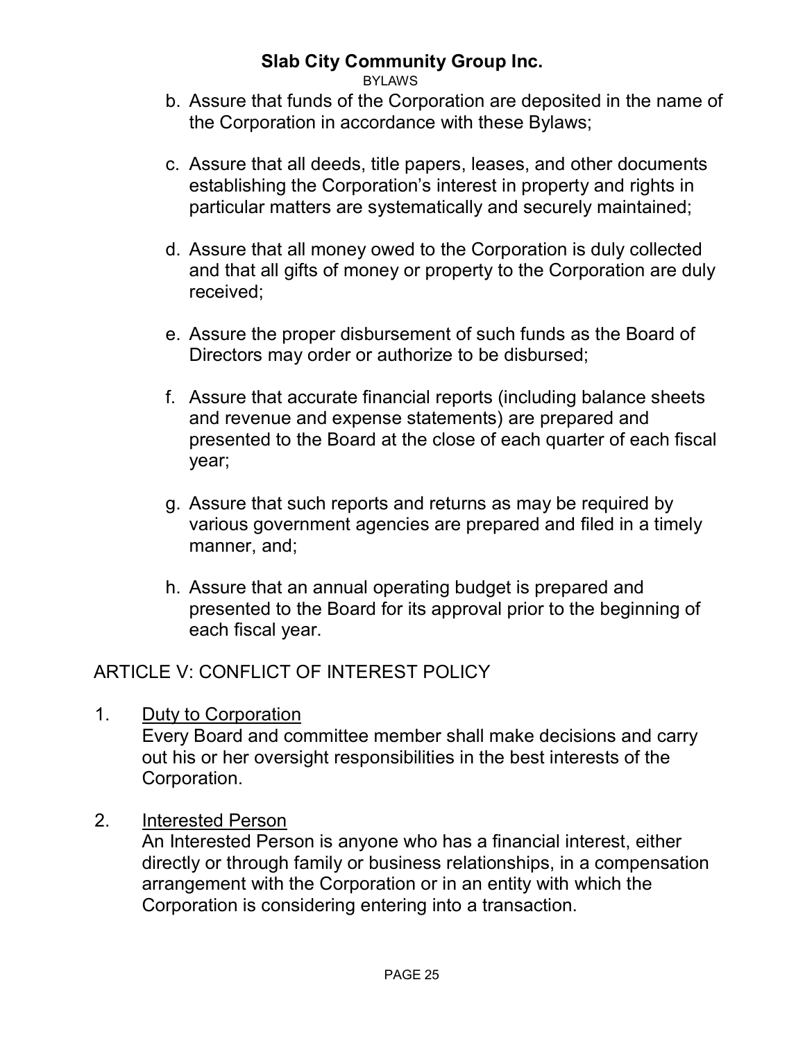b. Assure that funds of the Corporation are deposited in the name of the Corporation in accordance with these Bylaws;

c. Assure that all deeds, title papers, leases, and other documents establishing the Corporation's interest in property and rights in particular matters are systematically and securely maintained;

d. Assure that all money owed to the Corporation is duly collected and that all gifts of money or property to the Corporation are duly received;

e. Assure the proper disbursement of such funds as the Board of Directors may order or authorize to be disbursed;

f. Assure that accurate financial reports (including balance sheets and revenue and expense statements) are prepared and presented to the Board at the close of each quarter of each fiscal year;

g. Assure that such reports and returns as may be required by various government agencies are prepared and filed in a timely manner, and;

h. Assure that an annual operating budget is prepared and presented to the Board for its approval prior to the beginning of each fiscal year.

## ARTICLE V: CONFLICT OF INTEREST POLICY

1. <u>Duty to Corporation</u>
   Every Board and committee member shall make decisions and carry out his or her oversight responsibilities in the best interests of the Corporation.

2. <u>Interested Person</u>
   An Interested Person is anyone who has a financial interest, either directly or through family or business relationships, in a compensation arrangement with the Corporation or in an entity with which the Corporation is considering entering into a transaction.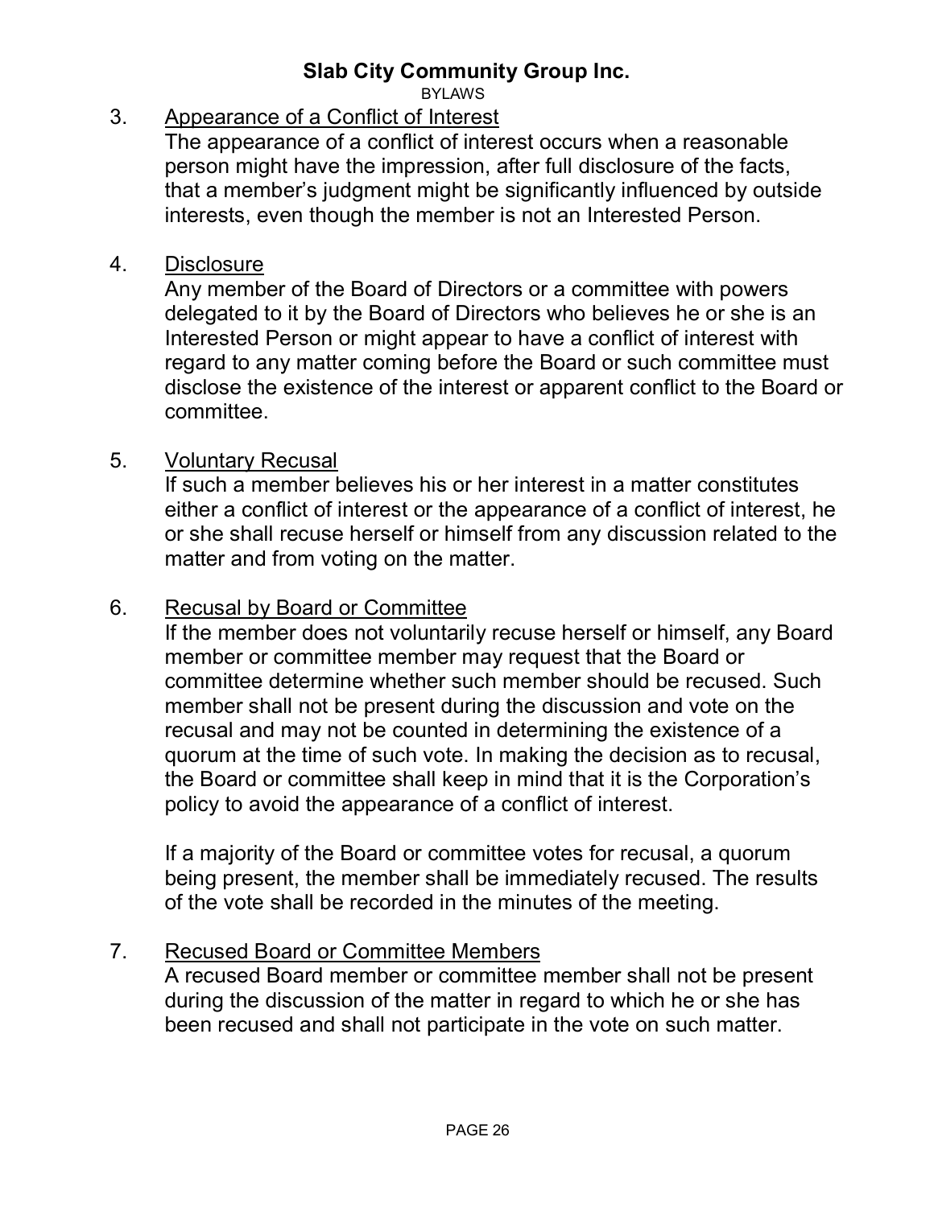3. Appearance of a Conflict of Interest

   The appearance of a conflict of interest occurs when a reasonable person might have the impression, after full disclosure of the facts, that a member's judgment might be significantly influenced by outside interests, even though the member is not an Interested Person.

4. Disclosure

   Any member of the Board of Directors or a committee with powers delegated to it by the Board of Directors who believes he or she is an Interested Person or might appear to have a conflict of interest with regard to any matter coming before the Board or such committee must disclose the existence of the interest or apparent conflict to the Board or committee.

5. Voluntary Recusal

   If such a member believes his or her interest in a matter constitutes either a conflict of interest or the appearance of a conflict of interest, he or she shall recuse herself or himself from any discussion related to the matter and from voting on the matter.

6. Recusal by Board or Committee

   If the member does not voluntarily recuse herself or himself, any Board member or committee member may request that the Board or committee determine whether such member should be recused. Such member shall not be present during the discussion and vote on the recusal and may not be counted in determining the existence of a quorum at the time of such vote. In making the decision as to recusal, the Board or committee shall keep in mind that it is the Corporation's policy to avoid the appearance of a conflict of interest.

   If a majority of the Board or committee votes for recusal, a quorum being present, the member shall be immediately recused. The results of the vote shall be recorded in the minutes of the meeting.

7. Recused Board or Committee Members

   A recused Board member or committee member shall not be present during the discussion of the matter in regard to which he or she has been recused and shall not participate in the vote on such matter.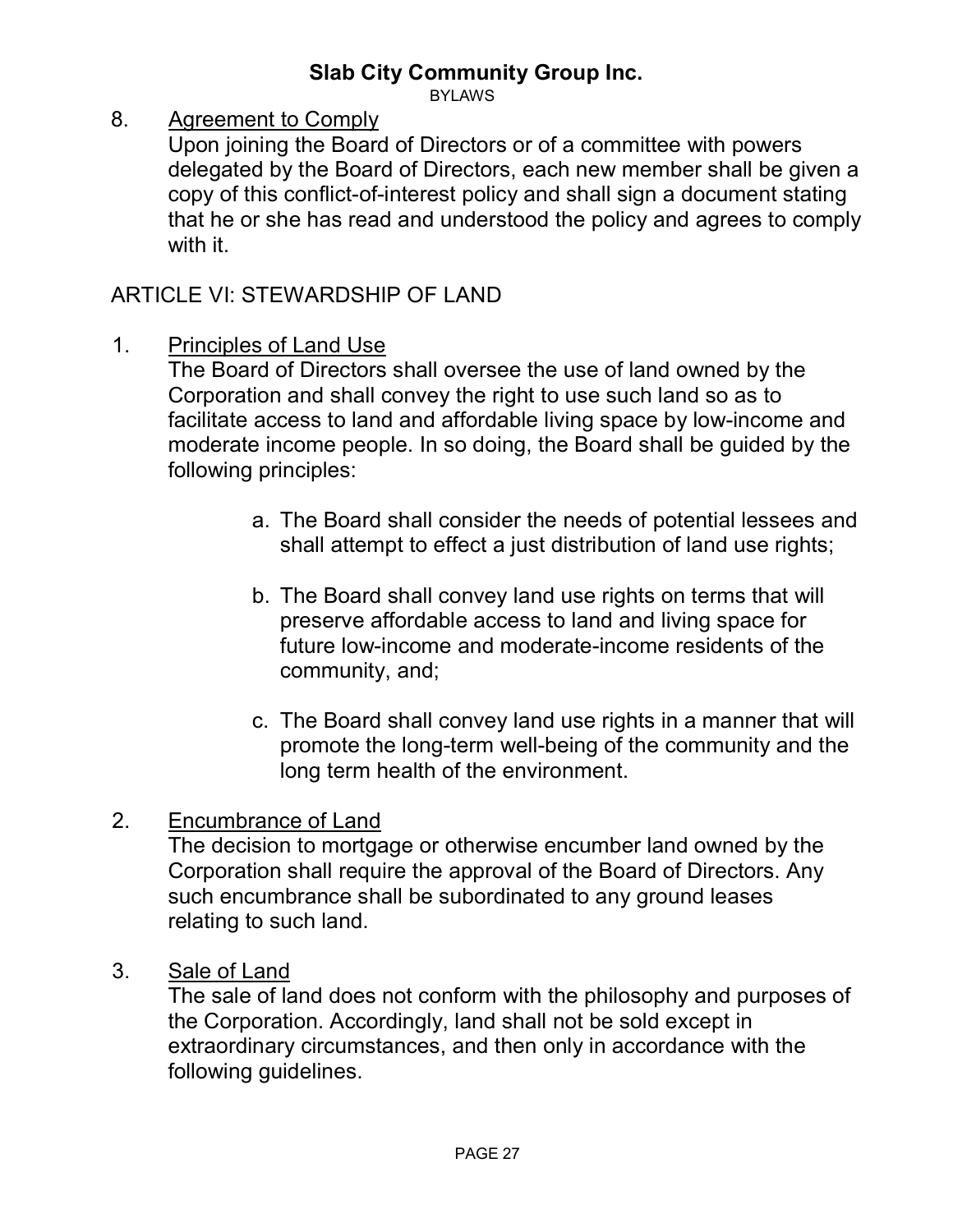8. <u>Agreement to Comply</u>
   Upon joining the Board of Directors or of a committee with powers delegated by the Board of Directors, each new member shall be given a copy of this conflict-of-interest policy and shall sign a document stating that he or she has read and understood the policy and agrees to comply with it.

## ARTICLE VI: STEWARDSHIP OF LAND

1. <u>Principles of Land Use</u>
   The Board of Directors shall oversee the use of land owned by the Corporation and shall convey the right to use such land so as to facilitate access to land and affordable living space by low-income and moderate income people. In so doing, the Board shall be guided by the following principles:

   a. The Board shall consider the needs of potential lessees and shall attempt to effect a just distribution of land use rights;

   b. The Board shall convey land use rights on terms that will preserve affordable access to land and living space for future low-income and moderate-income residents of the community, and;

   c. The Board shall convey land use rights in a manner that will promote the long-term well-being of the community and the long term health of the environment.

2. <u>Encumbrance of Land</u>
   The decision to mortgage or otherwise encumber land owned by the Corporation shall require the approval of the Board of Directors. Any such encumbrance shall be subordinated to any ground leases relating to such land.

3. <u>Sale of Land</u>
   The sale of land does not conform with the philosophy and purposes of the Corporation. Accordingly, land shall not be sold except in extraordinary circumstances, and then only in accordance with the following guidelines.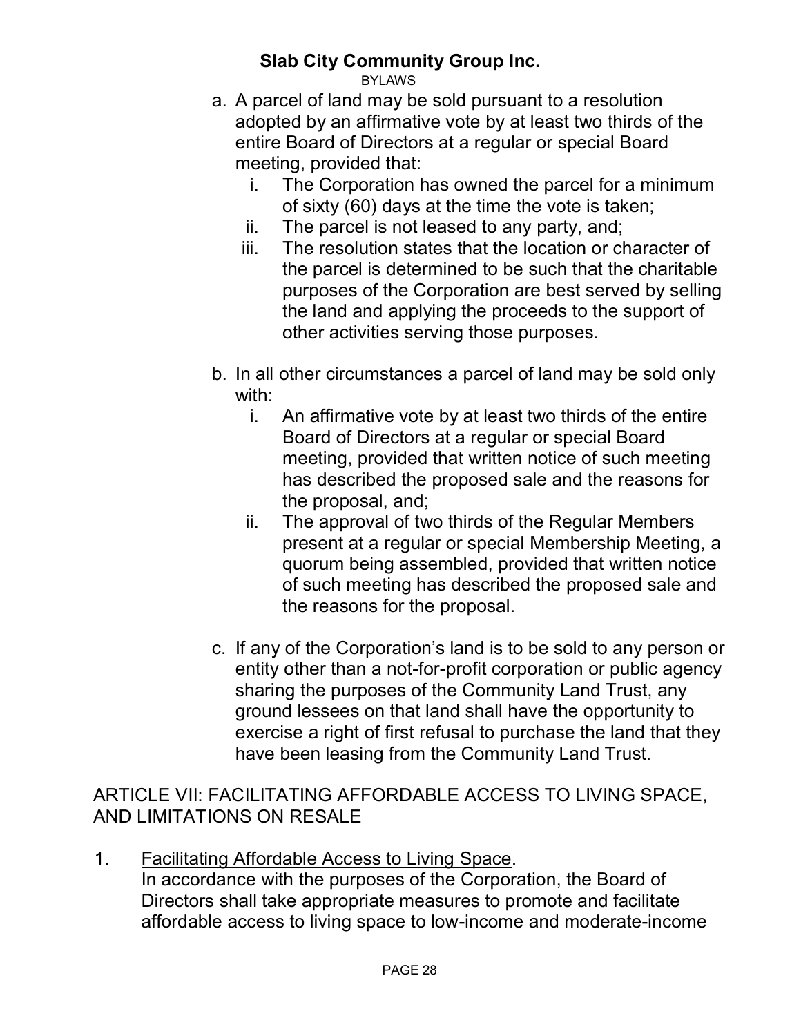a. A parcel of land may be sold pursuant to a resolution adopted by an affirmative vote by at least two thirds of the entire Board of Directors at a regular or special Board meeting, provided that:
   i. The Corporation has owned the parcel for a minimum of sixty (60) days at the time the vote is taken;
   ii. The parcel is not leased to any party, and;
   iii. The resolution states that the location or character of the parcel is determined to be such that the charitable purposes of the Corporation are best served by selling the land and applying the proceeds to the support of other activities serving those purposes.

b. In all other circumstances a parcel of land may be sold only with:
   i. An affirmative vote by at least two thirds of the entire Board of Directors at a regular or special Board meeting, provided that written notice of such meeting has described the proposed sale and the reasons for the proposal, and;
   ii. The approval of two thirds of the Regular Members present at a regular or special Membership Meeting, a quorum being assembled, provided that written notice of such meeting has described the proposed sale and the reasons for the proposal.

c. If any of the Corporation's land is to be sold to any person or entity other than a not-for-profit corporation or public agency sharing the purposes of the Community Land Trust, any ground lessees on that land shall have the opportunity to exercise a right of first refusal to purchase the land that they have been leasing from the Community Land Trust.

## ARTICLE VII: FACILITATING AFFORDABLE ACCESS TO LIVING SPACE, AND LIMITATIONS ON RESALE

1. <u>Facilitating Affordable Access to Living Space</u>.
   In accordance with the purposes of the Corporation, the Board of Directors shall take appropriate measures to promote and facilitate affordable access to living space to low-income and moderate-income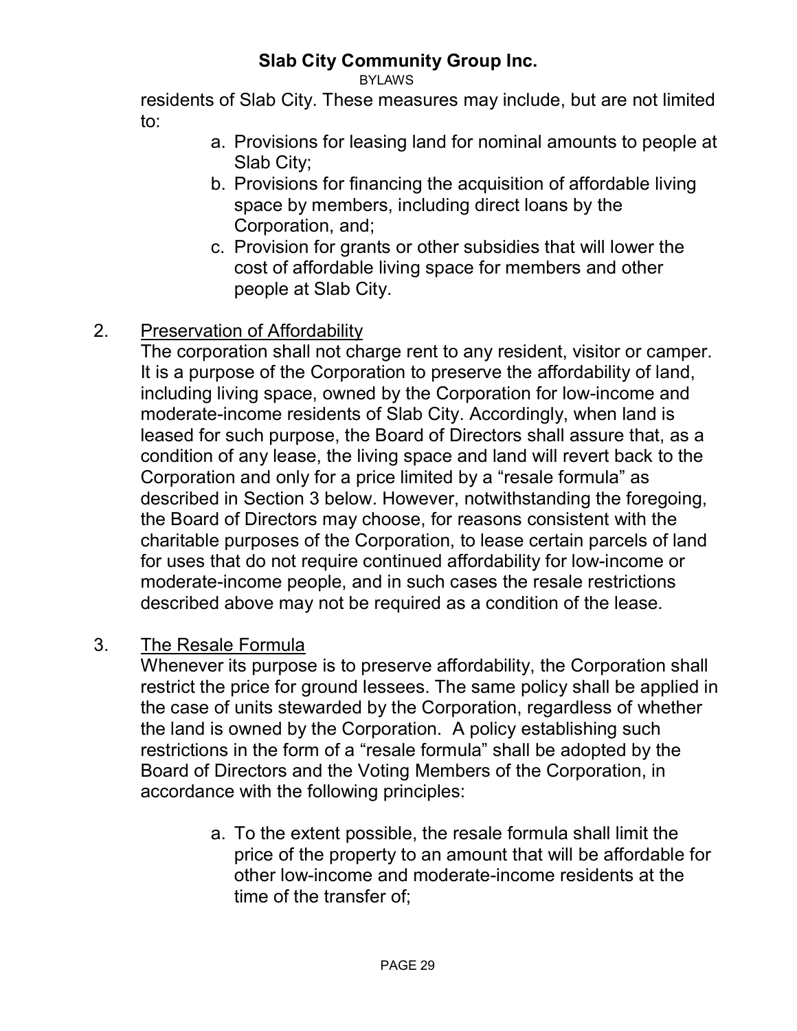residents of Slab City. These measures may include, but are not limited to:

a. Provisions for leasing land for nominal amounts to people at Slab City;
b. Provisions for financing the acquisition of affordable living space by members, including direct loans by the Corporation, and;
c. Provision for grants or other subsidies that will lower the cost of affordable living space for members and other people at Slab City.

2. Preservation of Affordability

The corporation shall not charge rent to any resident, visitor or camper. It is a purpose of the Corporation to preserve the affordability of land, including living space, owned by the Corporation for low-income and moderate-income residents of Slab City. Accordingly, when land is leased for such purpose, the Board of Directors shall assure that, as a condition of any lease, the living space and land will revert back to the Corporation and only for a price limited by a "resale formula" as described in Section 3 below. However, notwithstanding the foregoing, the Board of Directors may choose, for reasons consistent with the charitable purposes of the Corporation, to lease certain parcels of land for uses that do not require continued affordability for low-income or moderate-income people, and in such cases the resale restrictions described above may not be required as a condition of the lease.

3. The Resale Formula

Whenever its purpose is to preserve affordability, the Corporation shall restrict the price for ground lessees. The same policy shall be applied in the case of units stewarded by the Corporation, regardless of whether the land is owned by the Corporation. A policy establishing such restrictions in the form of a "resale formula" shall be adopted by the Board of Directors and the Voting Members of the Corporation, in accordance with the following principles:

a. To the extent possible, the resale formula shall limit the price of the property to an amount that will be affordable for other low-income and moderate-income residents at the time of the transfer of;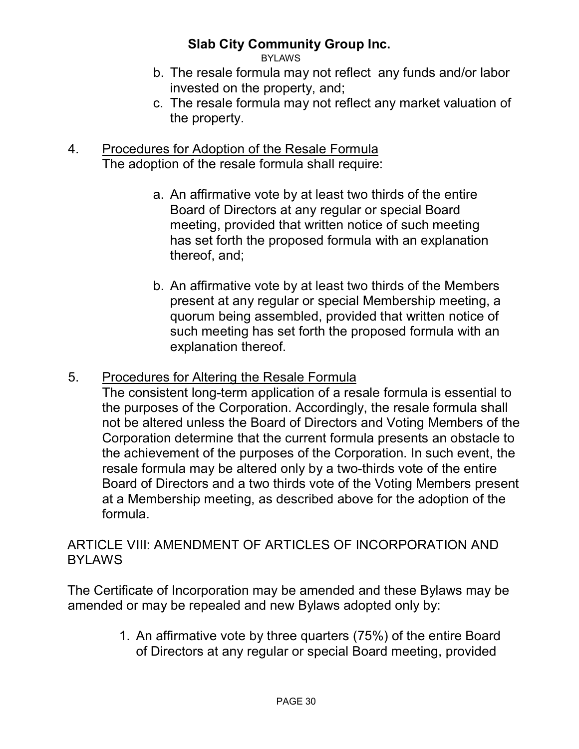b. The resale formula may not reflect any funds and/or labor invested on the property, and;
c. The resale formula may not reflect any market valuation of the property.

4. Procedures for Adoption of the Resale Formula
   The adoption of the resale formula shall require:

   a. An affirmative vote by at least two thirds of the entire Board of Directors at any regular or special Board meeting, provided that written notice of such meeting has set forth the proposed formula with an explanation thereof, and;

   b. An affirmative vote by at least two thirds of the Members present at any regular or special Membership meeting, a quorum being assembled, provided that written notice of such meeting has set forth the proposed formula with an explanation thereof.

5. Procedures for Altering the Resale Formula
   The consistent long-term application of a resale formula is essential to the purposes of the Corporation. Accordingly, the resale formula shall not be altered unless the Board of Directors and Voting Members of the Corporation determine that the current formula presents an obstacle to the achievement of the purposes of the Corporation. In such event, the resale formula may be altered only by a two-thirds vote of the entire Board of Directors and a two thirds vote of the Voting Members present at a Membership meeting, as described above for the adoption of the formula.

## ARTICLE VIII: AMENDMENT OF ARTICLES OF INCORPORATION AND BYLAWS

The Certificate of Incorporation may be amended and these Bylaws may be amended or may be repealed and new Bylaws adopted only by:

1. An affirmative vote by three quarters (75%) of the entire Board of Directors at any regular or special Board meeting, provided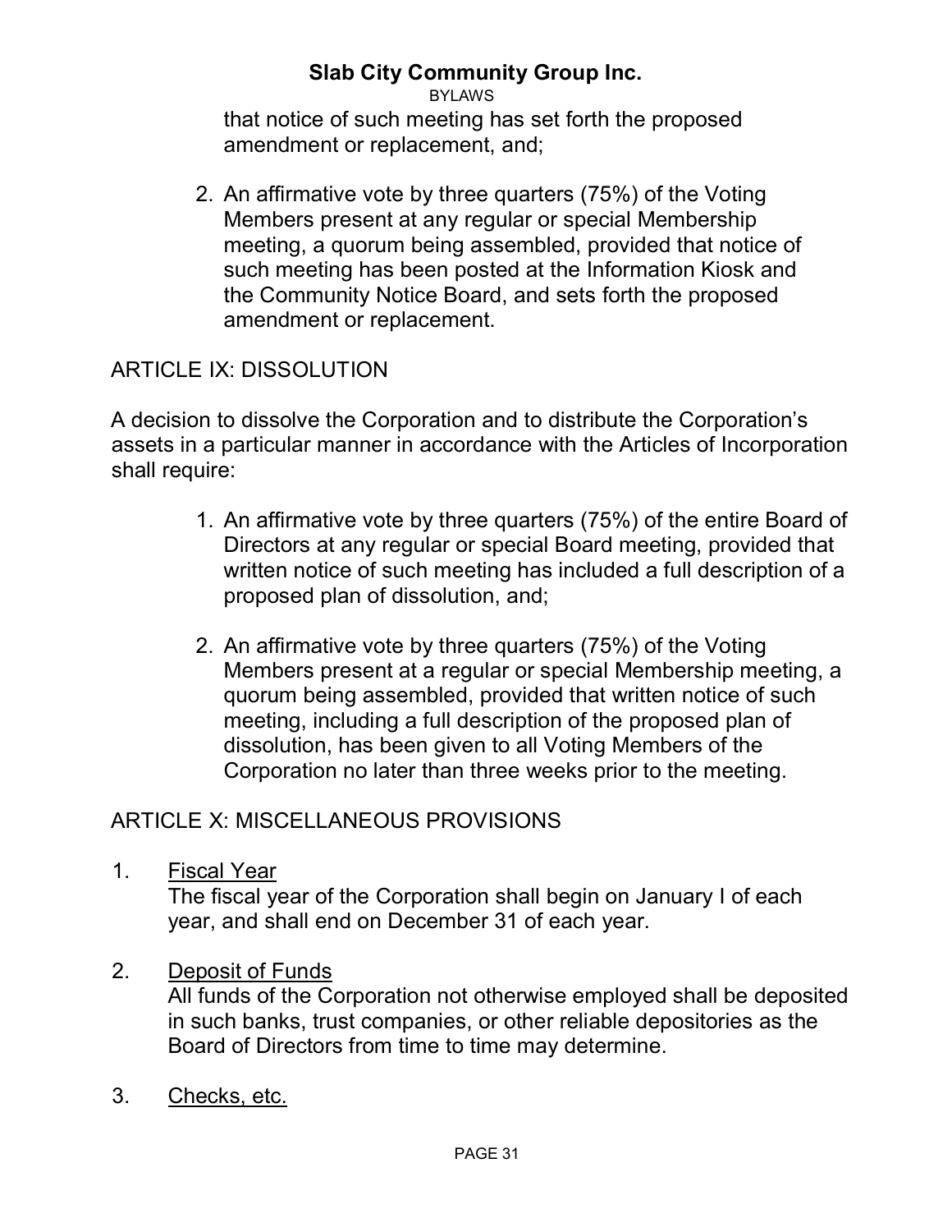that notice of such meeting has set forth the proposed amendment or replacement, and;

2. An affirmative vote by three quarters (75%) of the Voting Members present at any regular or special Membership meeting, a quorum being assembled, provided that notice of such meeting has been posted at the Information Kiosk and the Community Notice Board, and sets forth the proposed amendment or replacement.

## ARTICLE IX: DISSOLUTION

A decision to dissolve the Corporation and to distribute the Corporation's assets in a particular manner in accordance with the Articles of Incorporation shall require:

1. An affirmative vote by three quarters (75%) of the entire Board of Directors at any regular or special Board meeting, provided that written notice of such meeting has included a full description of a proposed plan of dissolution, and;

2. An affirmative vote by three quarters (75%) of the Voting Members present at a regular or special Membership meeting, a quorum being assembled, provided that written notice of such meeting, including a full description of the proposed plan of dissolution, has been given to all Voting Members of the Corporation no later than three weeks prior to the meeting.

## ARTICLE X: MISCELLANEOUS PROVISIONS

1. <u>Fiscal Year</u>
   The fiscal year of the Corporation shall begin on January I of each year, and shall end on December 31 of each year.

2. <u>Deposit of Funds</u>
   All funds of the Corporation not otherwise employed shall be deposited in such banks, trust companies, or other reliable depositories as the Board of Directors from time to time may determine.

3. <u>Checks, etc.</u>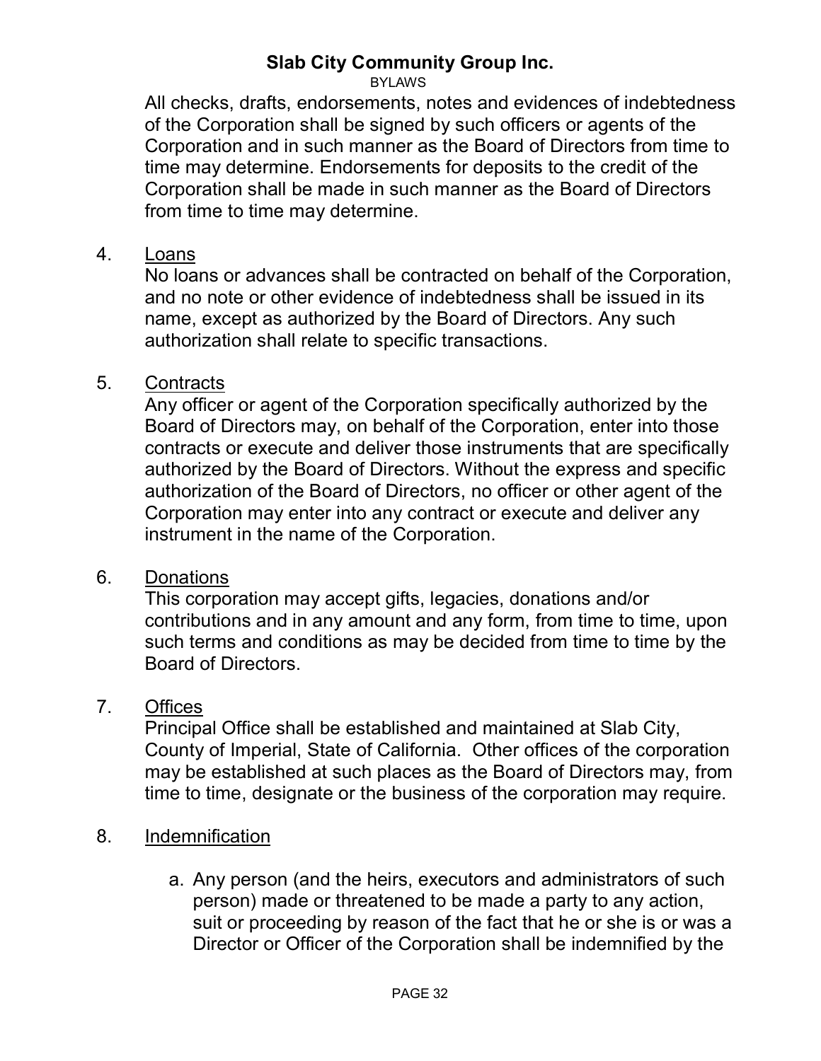All checks, drafts, endorsements, notes and evidences of indebtedness of the Corporation shall be signed by such officers or agents of the Corporation and in such manner as the Board of Directors from time to time may determine. Endorsements for deposits to the credit of the Corporation shall be made in such manner as the Board of Directors from time to time may determine.

4. Loans

No loans or advances shall be contracted on behalf of the Corporation, and no note or other evidence of indebtedness shall be issued in its name, except as authorized by the Board of Directors. Any such authorization shall relate to specific transactions.

5. Contracts

Any officer or agent of the Corporation specifically authorized by the Board of Directors may, on behalf of the Corporation, enter into those contracts or execute and deliver those instruments that are specifically authorized by the Board of Directors. Without the express and specific authorization of the Board of Directors, no officer or other agent of the Corporation may enter into any contract or execute and deliver any instrument in the name of the Corporation.

6. Donations

This corporation may accept gifts, legacies, donations and/or contributions and in any amount and any form, from time to time, upon such terms and conditions as may be decided from time to time by the Board of Directors.

7. Offices

Principal Office shall be established and maintained at Slab City, County of Imperial, State of California. Other offices of the corporation may be established at such places as the Board of Directors may, from time to time, designate or the business of the corporation may require.

8. Indemnification

   a. Any person (and the heirs, executors and administrators of such person) made or threatened to be made a party to any action, suit or proceeding by reason of the fact that he or she is or was a Director or Officer of the Corporation shall be indemnified by the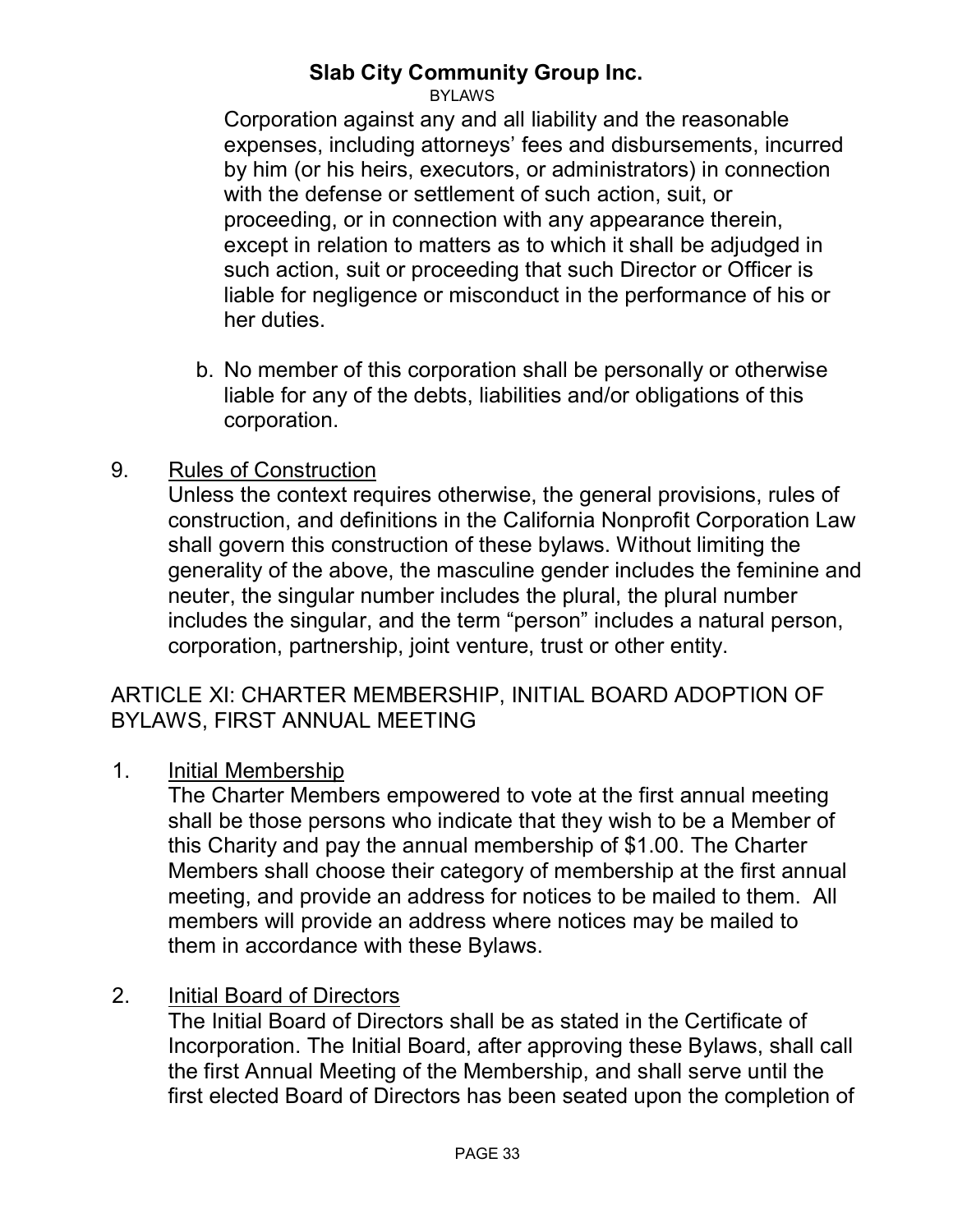Corporation against any and all liability and the reasonable expenses, including attorneys' fees and disbursements, incurred by him (or his heirs, executors, or administrators) in connection with the defense or settlement of such action, suit, or proceeding, or in connection with any appearance therein, except in relation to matters as to which it shall be adjudged in such action, suit or proceeding that such Director or Officer is liable for negligence or misconduct in the performance of his or her duties.

b. No member of this corporation shall be personally or otherwise liable for any of the debts, liabilities and/or obligations of this corporation.

9. Rules of Construction

Unless the context requires otherwise, the general provisions, rules of construction, and definitions in the California Nonprofit Corporation Law shall govern this construction of these bylaws. Without limiting the generality of the above, the masculine gender includes the feminine and neuter, the singular number includes the plural, the plural number includes the singular, and the term "person" includes a natural person, corporation, partnership, joint venture, trust or other entity.

## ARTICLE XI: CHARTER MEMBERSHIP, INITIAL BOARD ADOPTION OF BYLAWS, FIRST ANNUAL MEETING

1. Initial Membership

The Charter Members empowered to vote at the first annual meeting shall be those persons who indicate that they wish to be a Member of this Charity and pay the annual membership of $1.00. The Charter Members shall choose their category of membership at the first annual meeting, and provide an address for notices to be mailed to them. All members will provide an address where notices may be mailed to them in accordance with these Bylaws.

2. Initial Board of Directors

The Initial Board of Directors shall be as stated in the Certificate of Incorporation. The Initial Board, after approving these Bylaws, shall call the first Annual Meeting of the Membership, and shall serve until the first elected Board of Directors has been seated upon the completion of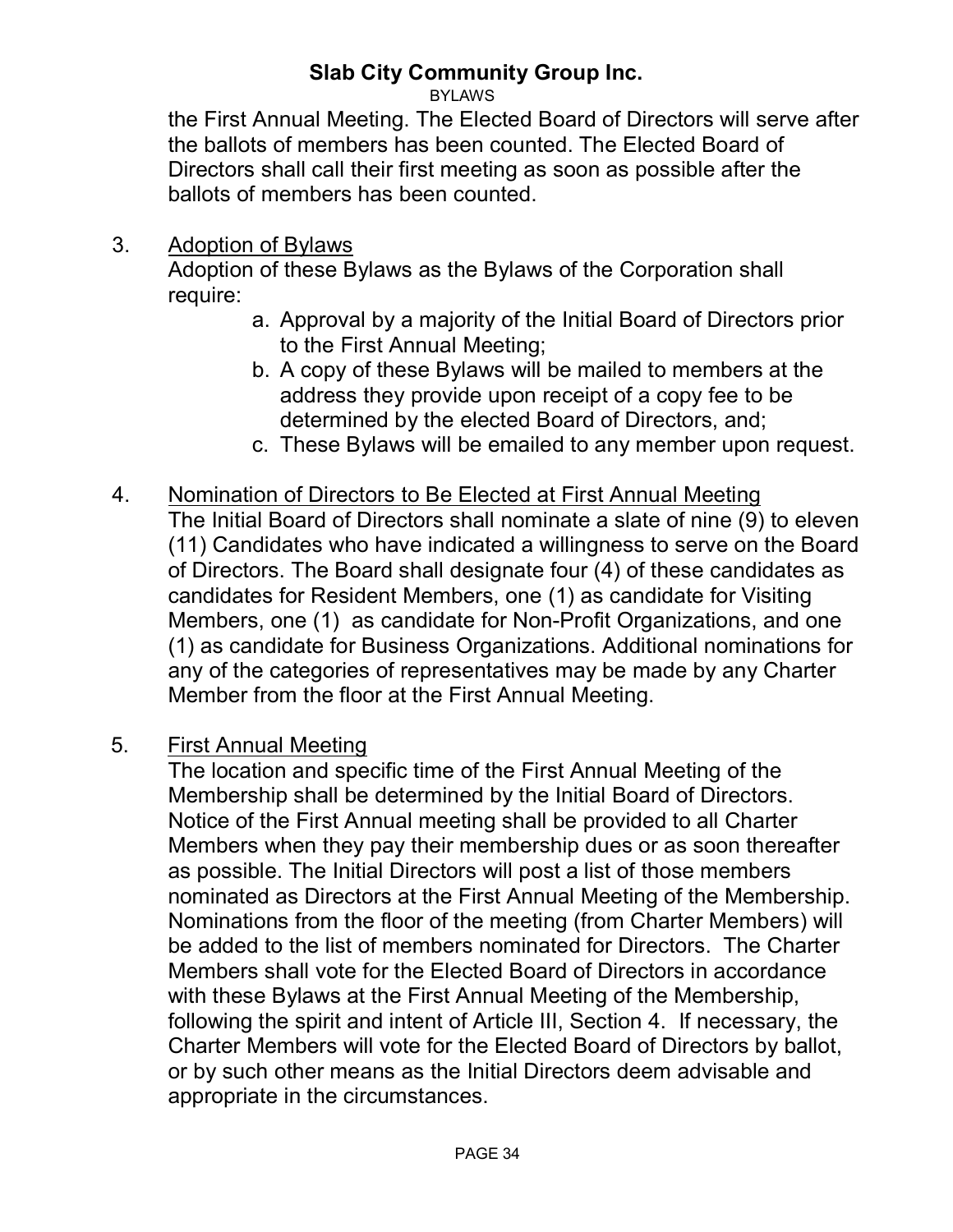the First Annual Meeting. The Elected Board of Directors will serve after the ballots of members has been counted. The Elected Board of Directors shall call their first meeting as soon as possible after the ballots of members has been counted.

3. Adoption of Bylaws

   Adoption of these Bylaws as the Bylaws of the Corporation shall require:

   a. Approval by a majority of the Initial Board of Directors prior to the First Annual Meeting;
   b. A copy of these Bylaws will be mailed to members at the address they provide upon receipt of a copy fee to be determined by the elected Board of Directors, and;
   c. These Bylaws will be emailed to any member upon request.

4. Nomination of Directors to Be Elected at First Annual Meeting

   The Initial Board of Directors shall nominate a slate of nine (9) to eleven (11) Candidates who have indicated a willingness to serve on the Board of Directors. The Board shall designate four (4) of these candidates as candidates for Resident Members, one (1) as candidate for Visiting Members, one (1) as candidate for Non-Profit Organizations, and one (1) as candidate for Business Organizations. Additional nominations for any of the categories of representatives may be made by any Charter Member from the floor at the First Annual Meeting.

5. First Annual Meeting

   The location and specific time of the First Annual Meeting of the Membership shall be determined by the Initial Board of Directors. Notice of the First Annual meeting shall be provided to all Charter Members when they pay their membership dues or as soon thereafter as possible. The Initial Directors will post a list of those members nominated as Directors at the First Annual Meeting of the Membership. Nominations from the floor of the meeting (from Charter Members) will be added to the list of members nominated for Directors. The Charter Members shall vote for the Elected Board of Directors in accordance with these Bylaws at the First Annual Meeting of the Membership, following the spirit and intent of Article III, Section 4. If necessary, the Charter Members will vote for the Elected Board of Directors by ballot, or by such other means as the Initial Directors deem advisable and appropriate in the circumstances.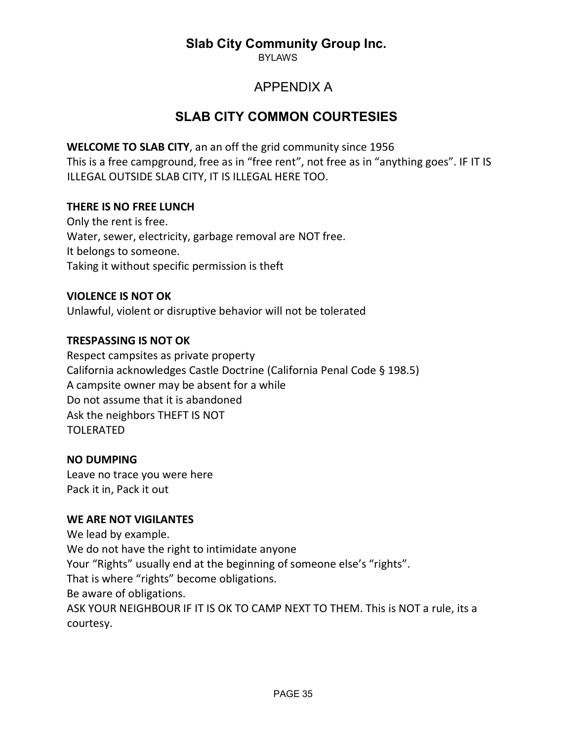# Slab City Community Group Inc.

BYLAWS

## APPENDIX A

## SLAB CITY COMMON COURTESIES

**WELCOME TO SLAB CITY**, an an off the grid community since 1956
This is a free campground, free as in “free rent”, not free as in “anything goes”. IF IT IS ILLEGAL OUTSIDE SLAB CITY, IT IS ILLEGAL HERE TOO.

**THERE IS NO FREE LUNCH**
Only the rent is free.
Water, sewer, electricity, garbage removal are NOT free.
It belongs to someone.
Taking it without specific permission is theft

**VIOLENCE IS NOT OK**
Unlawful, violent or disruptive behavior will not be tolerated

**TRESPASSING IS NOT OK**
Respect campsites as private property
California acknowledges Castle Doctrine (California Penal Code § 198.5)
A campsite owner may be absent for a while
Do not assume that it is abandoned
Ask the neighbors THEFT IS NOT
TOLERATED

**NO DUMPING**
Leave no trace you were here
Pack it in, Pack it out

**WE ARE NOT VIGILANTES**
We lead by example.
We do not have the right to intimidate anyone
Your “Rights” usually end at the beginning of someone else’s “rights”.
That is where “rights” become obligations.
Be aware of obligations.
ASK YOUR NEIGHBOUR IF IT IS OK TO CAMP NEXT TO THEM. This is NOT a rule, its a courtesy.